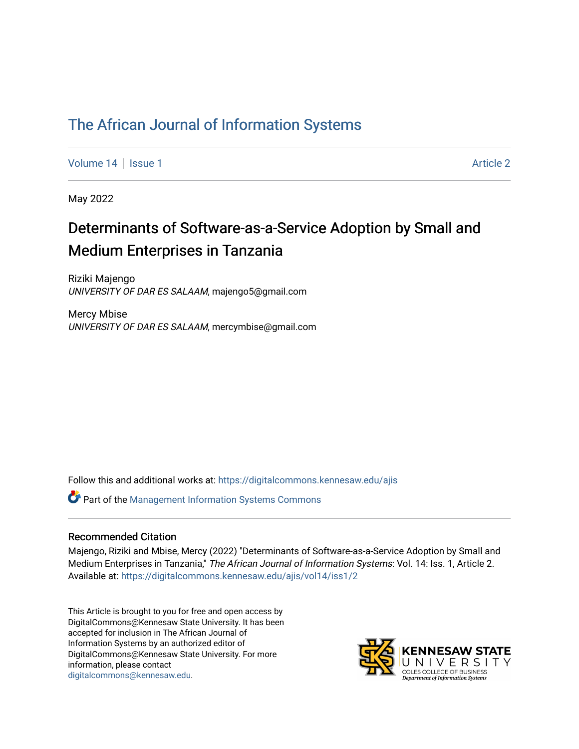# The African Journal of Information Systems

Volume 14 | Issue 1 Article 2

May 2022

## Determinants of Software-as-a-Service Adoption by Small and Medium Enterprises in Tanzania

Riziki Majengo
*UNIVERSITY OF DAR ES SALAAM*, majengo5@gmail.com

Mercy Mbise
*UNIVERSITY OF DAR ES SALAAM*, mercymbise@gmail.com

Follow this and additional works at: https://digitalcommons.kennesaw.edu/ajis

Part of the Management Information Systems Commons

### Recommended Citation

Majengo, Riziki and Mbise, Mercy (2022) "Determinants of Software-as-a-Service Adoption by Small and Medium Enterprises in Tanzania," *The African Journal of Information Systems*: Vol. 14: Iss. 1, Article 2.
Available at: https://digitalcommons.kennesaw.edu/ajis/vol14/iss1/2

This Article is brought to you for free and open access by DigitalCommons@Kennesaw State University. It has been accepted for inclusion in The African Journal of Information Systems by an authorized editor of DigitalCommons@Kennesaw State University. For more information, please contact digitalcommons@kennesaw.edu.

KENNESAW STATE UNIVERSITY
COLES COLLEGE OF BUSINESS
*Department of Information Systems*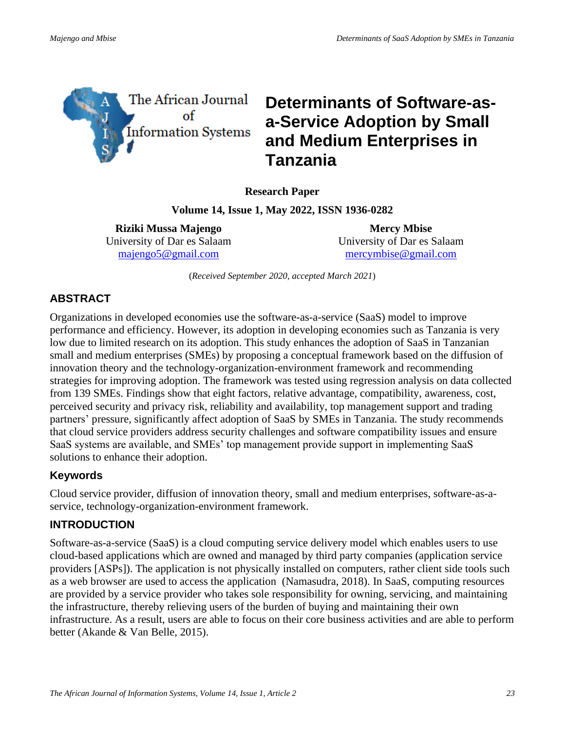# Determinants of Software-as-a-Service Adoption by Small and Medium Enterprises in Tanzania

**Research Paper**

**Volume 14, Issue 1, May 2022, ISSN 1936-0282**

**Riziki Mussa Majengo**
University of Dar es Salaam
majengo5@gmail.com

**Mercy Mbise**
University of Dar es Salaam
mercymbise@gmail.com

(*Received September 2020, accepted March 2021*)

## ABSTRACT

Organizations in developed economies use the software-as-a-service (SaaS) model to improve performance and efficiency. However, its adoption in developing economies such as Tanzania is very low due to limited research on its adoption. This study enhances the adoption of SaaS in Tanzanian small and medium enterprises (SMEs) by proposing a conceptual framework based on the diffusion of innovation theory and the technology-organization-environment framework and recommending strategies for improving adoption. The framework was tested using regression analysis on data collected from 139 SMEs. Findings show that eight factors, relative advantage, compatibility, awareness, cost, perceived security and privacy risk, reliability and availability, top management support and trading partners' pressure, significantly affect adoption of SaaS by SMEs in Tanzania. The study recommends that cloud service providers address security challenges and software compatibility issues and ensure SaaS systems are available, and SMEs' top management provide support in implementing SaaS solutions to enhance their adoption.

### Keywords

Cloud service provider, diffusion of innovation theory, small and medium enterprises, software-as-a-service, technology-organization-environment framework.

## INTRODUCTION

Software-as-a-service (SaaS) is a cloud computing service delivery model which enables users to use cloud-based applications which are owned and managed by third party companies (application service providers [ASPs]). The application is not physically installed on computers, rather client side tools such as a web browser are used to access the application (Namasudra, 2018). In SaaS, computing resources are provided by a service provider who takes sole responsibility for owning, servicing, and maintaining the infrastructure, thereby relieving users of the burden of buying and maintaining their own infrastructure. As a result, users are able to focus on their core business activities and are able to perform better (Akande & Van Belle, 2015).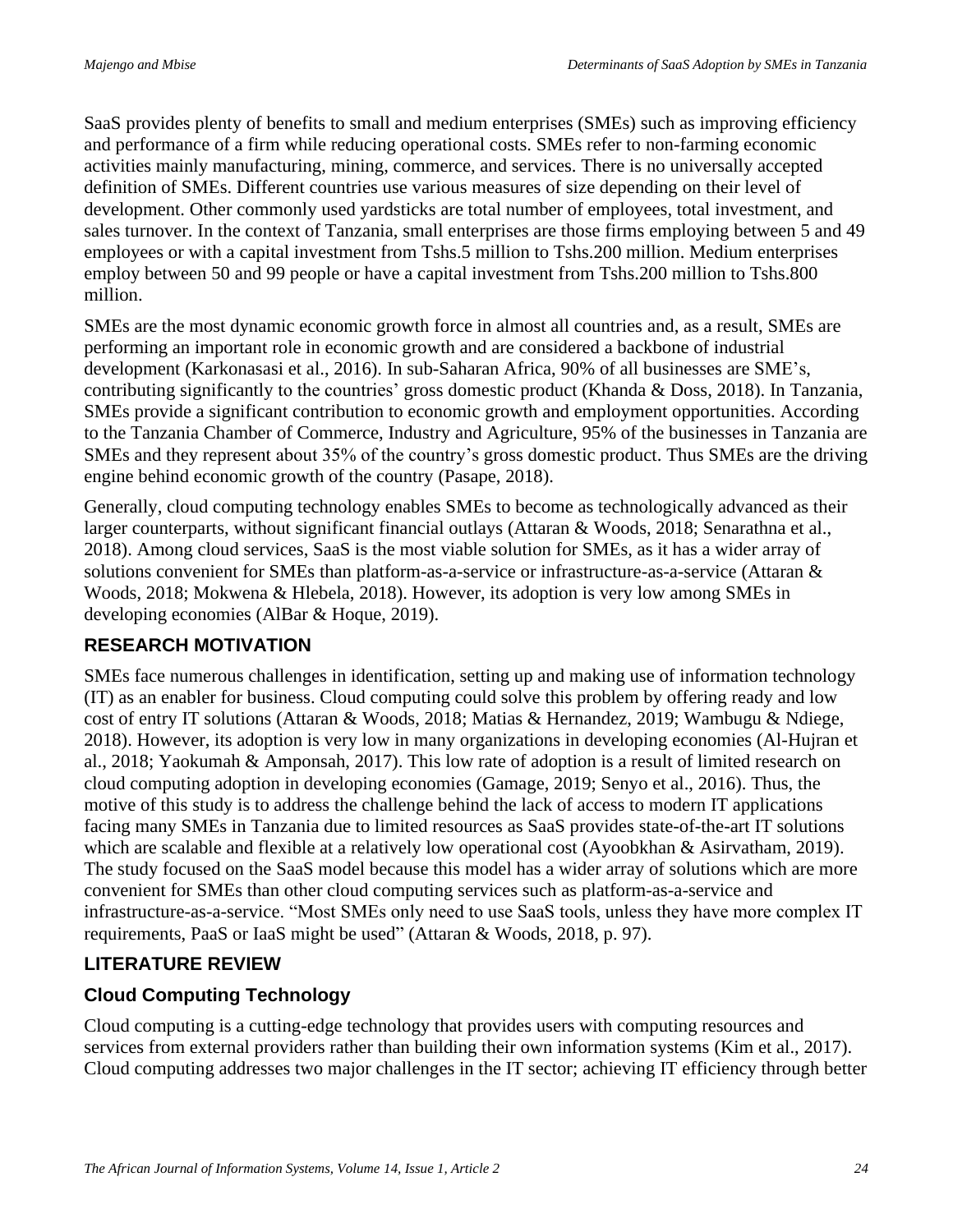SaaS provides plenty of benefits to small and medium enterprises (SMEs) such as improving efficiency and performance of a firm while reducing operational costs. SMEs refer to non-farming economic activities mainly manufacturing, mining, commerce, and services. There is no universally accepted definition of SMEs. Different countries use various measures of size depending on their level of development. Other commonly used yardsticks are total number of employees, total investment, and sales turnover. In the context of Tanzania, small enterprises are those firms employing between 5 and 49 employees or with a capital investment from Tshs.5 million to Tshs.200 million. Medium enterprises employ between 50 and 99 people or have a capital investment from Tshs.200 million to Tshs.800 million.

SMEs are the most dynamic economic growth force in almost all countries and, as a result, SMEs are performing an important role in economic growth and are considered a backbone of industrial development (Karkonasasi et al., 2016). In sub-Saharan Africa, 90% of all businesses are SME's, contributing significantly to the countries' gross domestic product (Khanda & Doss, 2018). In Tanzania, SMEs provide a significant contribution to economic growth and employment opportunities. According to the Tanzania Chamber of Commerce, Industry and Agriculture, 95% of the businesses in Tanzania are SMEs and they represent about 35% of the country's gross domestic product. Thus SMEs are the driving engine behind economic growth of the country (Pasape, 2018).

Generally, cloud computing technology enables SMEs to become as technologically advanced as their larger counterparts, without significant financial outlays (Attaran & Woods, 2018; Senarathna et al., 2018). Among cloud services, SaaS is the most viable solution for SMEs, as it has a wider array of solutions convenient for SMEs than platform-as-a-service or infrastructure-as-a-service (Attaran & Woods, 2018; Mokwena & Hlebela, 2018). However, its adoption is very low among SMEs in developing economies (AlBar & Hoque, 2019).

## RESEARCH MOTIVATION

SMEs face numerous challenges in identification, setting up and making use of information technology (IT) as an enabler for business. Cloud computing could solve this problem by offering ready and low cost of entry IT solutions (Attaran & Woods, 2018; Matias & Hernandez, 2019; Wambugu & Ndiege, 2018). However, its adoption is very low in many organizations in developing economies (Al-Hujran et al., 2018; Yaokumah & Amponsah, 2017). This low rate of adoption is a result of limited research on cloud computing adoption in developing economies (Gamage, 2019; Senyo et al., 2016). Thus, the motive of this study is to address the challenge behind the lack of access to modern IT applications facing many SMEs in Tanzania due to limited resources as SaaS provides state-of-the-art IT solutions which are scalable and flexible at a relatively low operational cost (Ayoobkhan & Asirvatham, 2019). The study focused on the SaaS model because this model has a wider array of solutions which are more convenient for SMEs than other cloud computing services such as platform-as-a-service and infrastructure-as-a-service. "Most SMEs only need to use SaaS tools, unless they have more complex IT requirements, PaaS or IaaS might be used" (Attaran & Woods, 2018, p. 97).

## LITERATURE REVIEW

### Cloud Computing Technology

Cloud computing is a cutting-edge technology that provides users with computing resources and services from external providers rather than building their own information systems (Kim et al., 2017). Cloud computing addresses two major challenges in the IT sector; achieving IT efficiency through better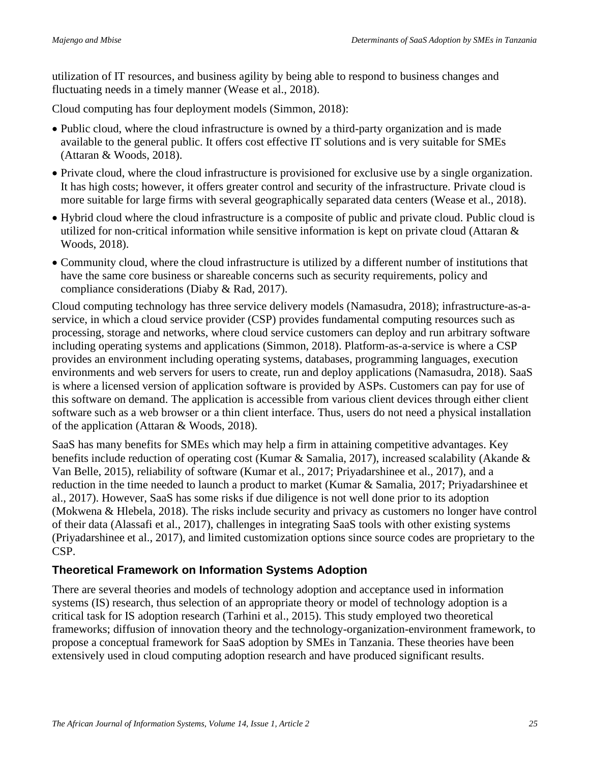utilization of IT resources, and business agility by being able to respond to business changes and fluctuating needs in a timely manner (Wease et al., 2018).

Cloud computing has four deployment models (Simmon, 2018):

- Public cloud, where the cloud infrastructure is owned by a third-party organization and is made available to the general public. It offers cost effective IT solutions and is very suitable for SMEs (Attaran & Woods, 2018).
- Private cloud, where the cloud infrastructure is provisioned for exclusive use by a single organization. It has high costs; however, it offers greater control and security of the infrastructure. Private cloud is more suitable for large firms with several geographically separated data centers (Wease et al., 2018).
- Hybrid cloud where the cloud infrastructure is a composite of public and private cloud. Public cloud is utilized for non-critical information while sensitive information is kept on private cloud (Attaran & Woods, 2018).
- Community cloud, where the cloud infrastructure is utilized by a different number of institutions that have the same core business or shareable concerns such as security requirements, policy and compliance considerations (Diaby & Rad, 2017).

Cloud computing technology has three service delivery models (Namasudra, 2018); infrastructure-as-a-service, in which a cloud service provider (CSP) provides fundamental computing resources such as processing, storage and networks, where cloud service customers can deploy and run arbitrary software including operating systems and applications (Simmon, 2018). Platform-as-a-service is where a CSP provides an environment including operating systems, databases, programming languages, execution environments and web servers for users to create, run and deploy applications (Namasudra, 2018). SaaS is where a licensed version of application software is provided by ASPs. Customers can pay for use of this software on demand. The application is accessible from various client devices through either client software such as a web browser or a thin client interface. Thus, users do not need a physical installation of the application (Attaran & Woods, 2018).

SaaS has many benefits for SMEs which may help a firm in attaining competitive advantages. Key benefits include reduction of operating cost (Kumar & Samalia, 2017), increased scalability (Akande & Van Belle, 2015), reliability of software (Kumar et al., 2017; Priyadarshinee et al., 2017), and a reduction in the time needed to launch a product to market (Kumar & Samalia, 2017; Priyadarshinee et al., 2017). However, SaaS has some risks if due diligence is not well done prior to its adoption (Mokwena & Hlebela, 2018). The risks include security and privacy as customers no longer have control of their data (Alassafi et al., 2017), challenges in integrating SaaS tools with other existing systems (Priyadarshinee et al., 2017), and limited customization options since source codes are proprietary to the CSP.

## Theoretical Framework on Information Systems Adoption

There are several theories and models of technology adoption and acceptance used in information systems (IS) research, thus selection of an appropriate theory or model of technology adoption is a critical task for IS adoption research (Tarhini et al., 2015). This study employed two theoretical frameworks; diffusion of innovation theory and the technology-organization-environment framework, to propose a conceptual framework for SaaS adoption by SMEs in Tanzania. These theories have been extensively used in cloud computing adoption research and have produced significant results.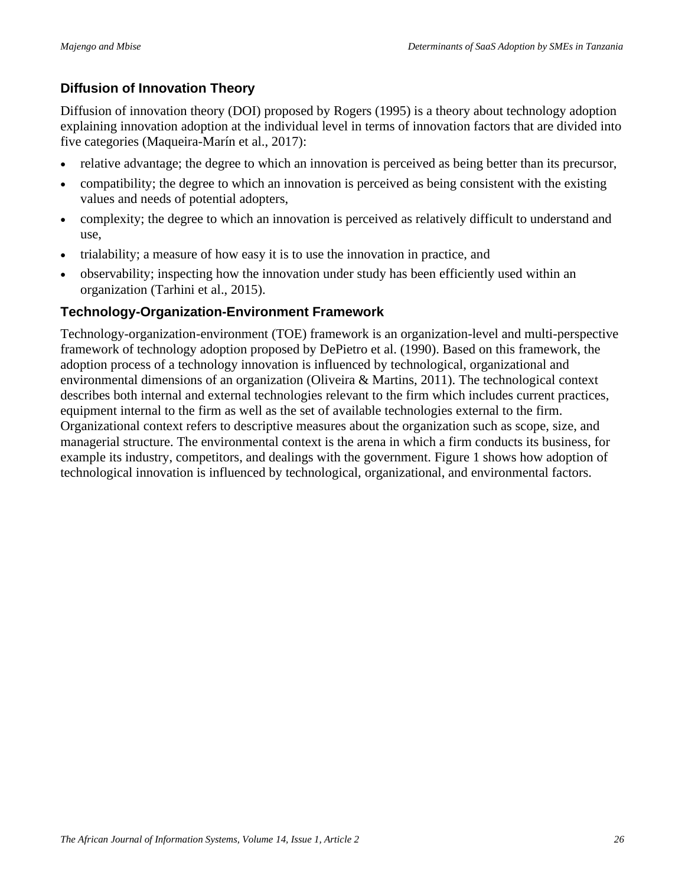### Diffusion of Innovation Theory

Diffusion of innovation theory (DOI) proposed by Rogers (1995) is a theory about technology adoption explaining innovation adoption at the individual level in terms of innovation factors that are divided into five categories (Maqueira-Marín et al., 2017):

- relative advantage; the degree to which an innovation is perceived as being better than its precursor,
- compatibility; the degree to which an innovation is perceived as being consistent with the existing values and needs of potential adopters,
- complexity; the degree to which an innovation is perceived as relatively difficult to understand and use,
- trialability; a measure of how easy it is to use the innovation in practice, and
- observability; inspecting how the innovation under study has been efficiently used within an organization (Tarhini et al., 2015).

### Technology-Organization-Environment Framework

Technology-organization-environment (TOE) framework is an organization-level and multi-perspective framework of technology adoption proposed by DePietro et al. (1990). Based on this framework, the adoption process of a technology innovation is influenced by technological, organizational and environmental dimensions of an organization (Oliveira & Martins, 2011). The technological context describes both internal and external technologies relevant to the firm which includes current practices, equipment internal to the firm as well as the set of available technologies external to the firm. Organizational context refers to descriptive measures about the organization such as scope, size, and managerial structure. The environmental context is the arena in which a firm conducts its business, for example its industry, competitors, and dealings with the government. Figure 1 shows how adoption of technological innovation is influenced by technological, organizational, and environmental factors.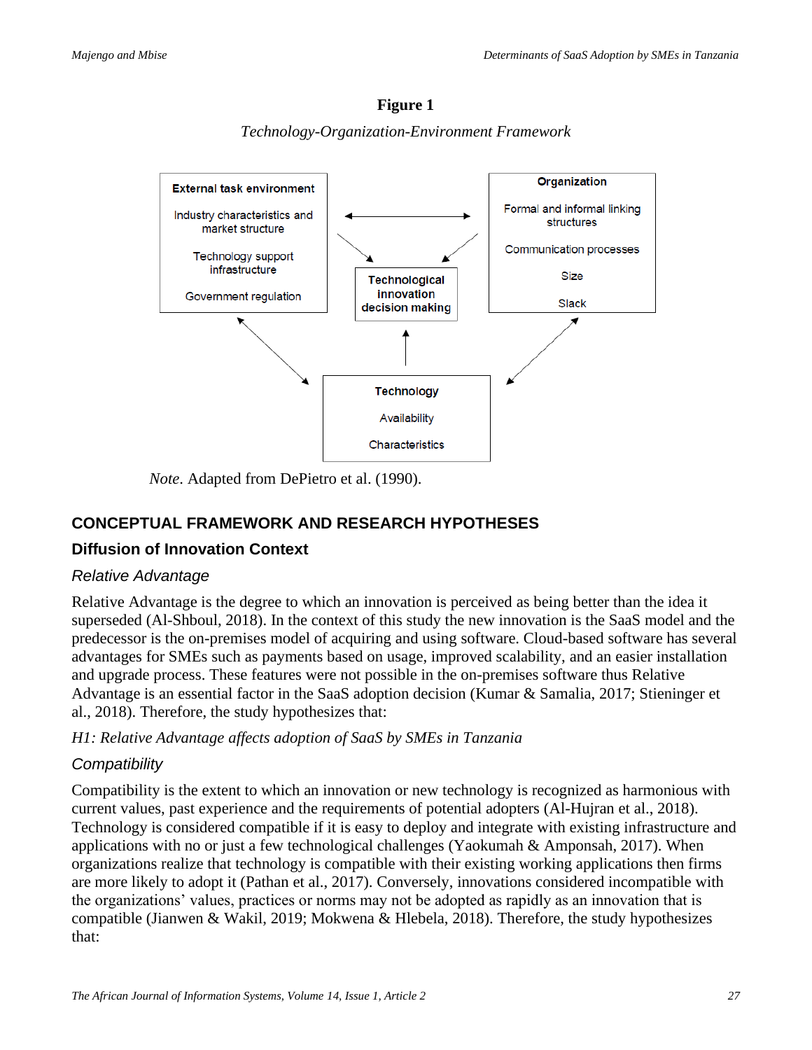**Figure 1**

*Technology-Organization-Environment Framework*

*Note*. Adapted from DePietro et al. (1990).

## CONCEPTUAL FRAMEWORK AND RESEARCH HYPOTHESES

### Diffusion of Innovation Context

#### *Relative Advantage*

Relative Advantage is the degree to which an innovation is perceived as being better than the idea it superseded (Al-Shboul, 2018). In the context of this study the new innovation is the SaaS model and the predecessor is the on-premises model of acquiring and using software. Cloud-based software has several advantages for SMEs such as payments based on usage, improved scalability, and an easier installation and upgrade process. These features were not possible in the on-premises software thus Relative Advantage is an essential factor in the SaaS adoption decision (Kumar & Samalia, 2017; Stieninger et al., 2018). Therefore, the study hypothesizes that:

*H1: Relative Advantage affects adoption of SaaS by SMEs in Tanzania*

#### *Compatibility*

Compatibility is the extent to which an innovation or new technology is recognized as harmonious with current values, past experience and the requirements of potential adopters (Al-Hujran et al., 2018). Technology is considered compatible if it is easy to deploy and integrate with existing infrastructure and applications with no or just a few technological challenges (Yaokumah & Amponsah, 2017). When organizations realize that technology is compatible with their existing working applications then firms are more likely to adopt it (Pathan et al., 2017). Conversely, innovations considered incompatible with the organizations' values, practices or norms may not be adopted as rapidly as an innovation that is compatible (Jianwen & Wakil, 2019; Mokwena & Hlebela, 2018). Therefore, the study hypothesizes that: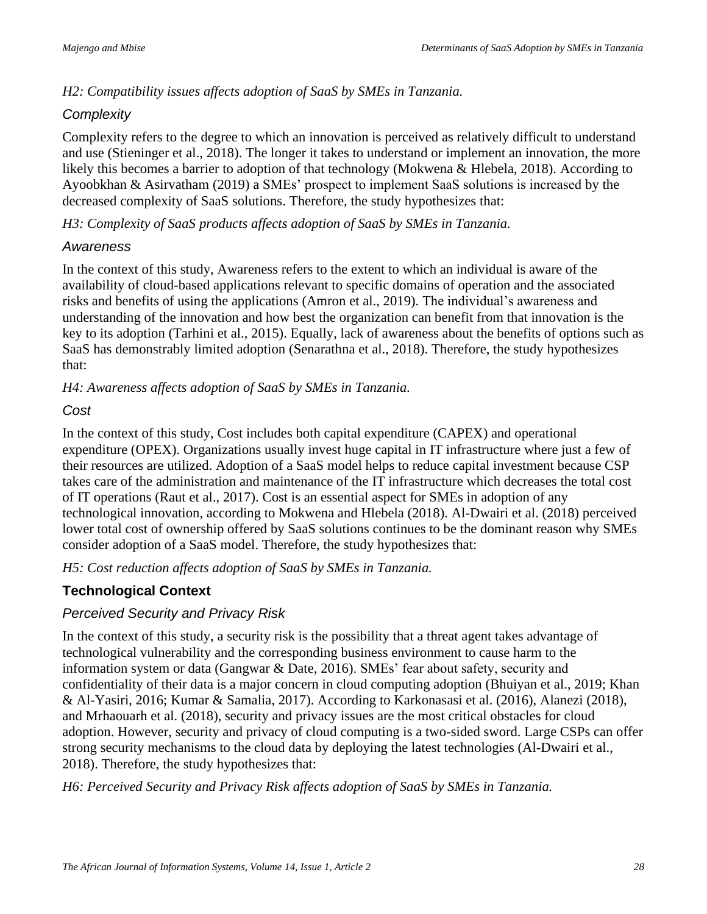*H2: Compatibility issues affects adoption of SaaS by SMEs in Tanzania.*

### *Complexity*

Complexity refers to the degree to which an innovation is perceived as relatively difficult to understand and use (Stieninger et al., 2018). The longer it takes to understand or implement an innovation, the more likely this becomes a barrier to adoption of that technology (Mokwena & Hlebela, 2018). According to Ayoobkhan & Asirvatham (2019) a SMEs' prospect to implement SaaS solutions is increased by the decreased complexity of SaaS solutions. Therefore, the study hypothesizes that:

*H3: Complexity of SaaS products affects adoption of SaaS by SMEs in Tanzania.*

### *Awareness*

In the context of this study, Awareness refers to the extent to which an individual is aware of the availability of cloud-based applications relevant to specific domains of operation and the associated risks and benefits of using the applications (Amron et al., 2019). The individual's awareness and understanding of the innovation and how best the organization can benefit from that innovation is the key to its adoption (Tarhini et al., 2015). Equally, lack of awareness about the benefits of options such as SaaS has demonstrably limited adoption (Senarathna et al., 2018). Therefore, the study hypothesizes that:

*H4: Awareness affects adoption of SaaS by SMEs in Tanzania.*

### *Cost*

In the context of this study, Cost includes both capital expenditure (CAPEX) and operational expenditure (OPEX). Organizations usually invest huge capital in IT infrastructure where just a few of their resources are utilized. Adoption of a SaaS model helps to reduce capital investment because CSP takes care of the administration and maintenance of the IT infrastructure which decreases the total cost of IT operations (Raut et al., 2017). Cost is an essential aspect for SMEs in adoption of any technological innovation, according to Mokwena and Hlebela (2018). Al-Dwairi et al. (2018) perceived lower total cost of ownership offered by SaaS solutions continues to be the dominant reason why SMEs consider adoption of a SaaS model. Therefore, the study hypothesizes that:

*H5: Cost reduction affects adoption of SaaS by SMEs in Tanzania.*

## Technological Context

### *Perceived Security and Privacy Risk*

In the context of this study, a security risk is the possibility that a threat agent takes advantage of technological vulnerability and the corresponding business environment to cause harm to the information system or data (Gangwar & Date, 2016). SMEs' fear about safety, security and confidentiality of their data is a major concern in cloud computing adoption (Bhuiyan et al., 2019; Khan & Al-Yasiri, 2016; Kumar & Samalia, 2017). According to Karkonasasi et al. (2016), Alanezi (2018), and Mrhaouarh et al. (2018), security and privacy issues are the most critical obstacles for cloud adoption. However, security and privacy of cloud computing is a two-sided sword. Large CSPs can offer strong security mechanisms to the cloud data by deploying the latest technologies (Al-Dwairi et al., 2018). Therefore, the study hypothesizes that:

*H6: Perceived Security and Privacy Risk affects adoption of SaaS by SMEs in Tanzania.*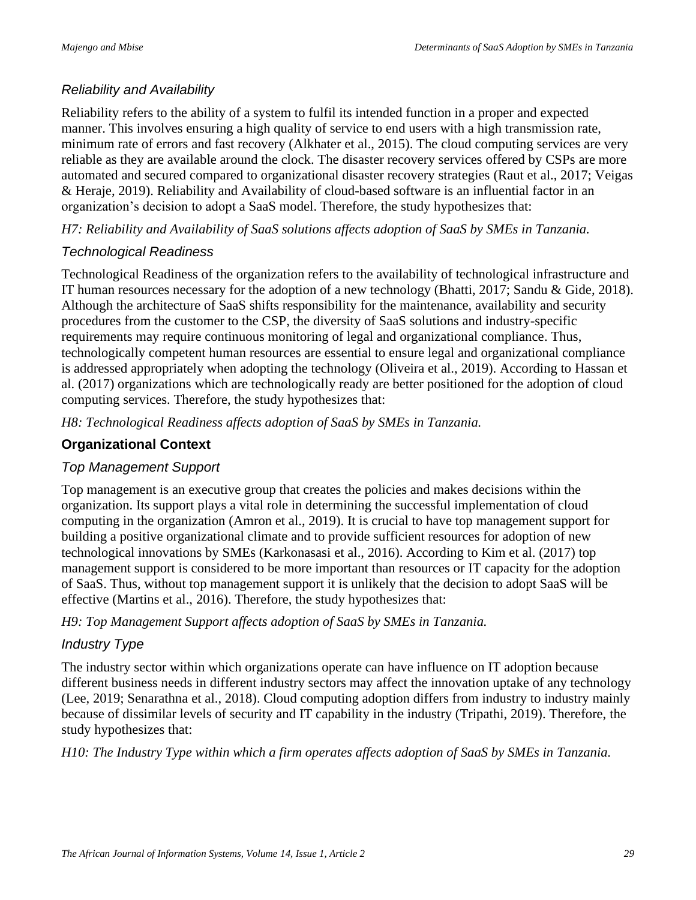### *Reliability and Availability*

Reliability refers to the ability of a system to fulfil its intended function in a proper and expected manner. This involves ensuring a high quality of service to end users with a high transmission rate, minimum rate of errors and fast recovery (Alkhater et al., 2015). The cloud computing services are very reliable as they are available around the clock. The disaster recovery services offered by CSPs are more automated and secured compared to organizational disaster recovery strategies (Raut et al., 2017; Veigas & Heraje, 2019). Reliability and Availability of cloud-based software is an influential factor in an organization's decision to adopt a SaaS model. Therefore, the study hypothesizes that:

*H7: Reliability and Availability of SaaS solutions affects adoption of SaaS by SMEs in Tanzania.*

### *Technological Readiness*

Technological Readiness of the organization refers to the availability of technological infrastructure and IT human resources necessary for the adoption of a new technology (Bhatti, 2017; Sandu & Gide, 2018). Although the architecture of SaaS shifts responsibility for the maintenance, availability and security procedures from the customer to the CSP, the diversity of SaaS solutions and industry-specific requirements may require continuous monitoring of legal and organizational compliance. Thus, technologically competent human resources are essential to ensure legal and organizational compliance is addressed appropriately when adopting the technology (Oliveira et al., 2019). According to Hassan et al. (2017) organizations which are technologically ready are better positioned for the adoption of cloud computing services. Therefore, the study hypothesizes that:

*H8: Technological Readiness affects adoption of SaaS by SMEs in Tanzania.*

## Organizational Context

### *Top Management Support*

Top management is an executive group that creates the policies and makes decisions within the organization. Its support plays a vital role in determining the successful implementation of cloud computing in the organization (Amron et al., 2019). It is crucial to have top management support for building a positive organizational climate and to provide sufficient resources for adoption of new technological innovations by SMEs (Karkonasasi et al., 2016). According to Kim et al. (2017) top management support is considered to be more important than resources or IT capacity for the adoption of SaaS. Thus, without top management support it is unlikely that the decision to adopt SaaS will be effective (Martins et al., 2016). Therefore, the study hypothesizes that:

*H9: Top Management Support affects adoption of SaaS by SMEs in Tanzania.*

### *Industry Type*

The industry sector within which organizations operate can have influence on IT adoption because different business needs in different industry sectors may affect the innovation uptake of any technology (Lee, 2019; Senarathna et al., 2018). Cloud computing adoption differs from industry to industry mainly because of dissimilar levels of security and IT capability in the industry (Tripathi, 2019). Therefore, the study hypothesizes that:

*H10: The Industry Type within which a firm operates affects adoption of SaaS by SMEs in Tanzania.*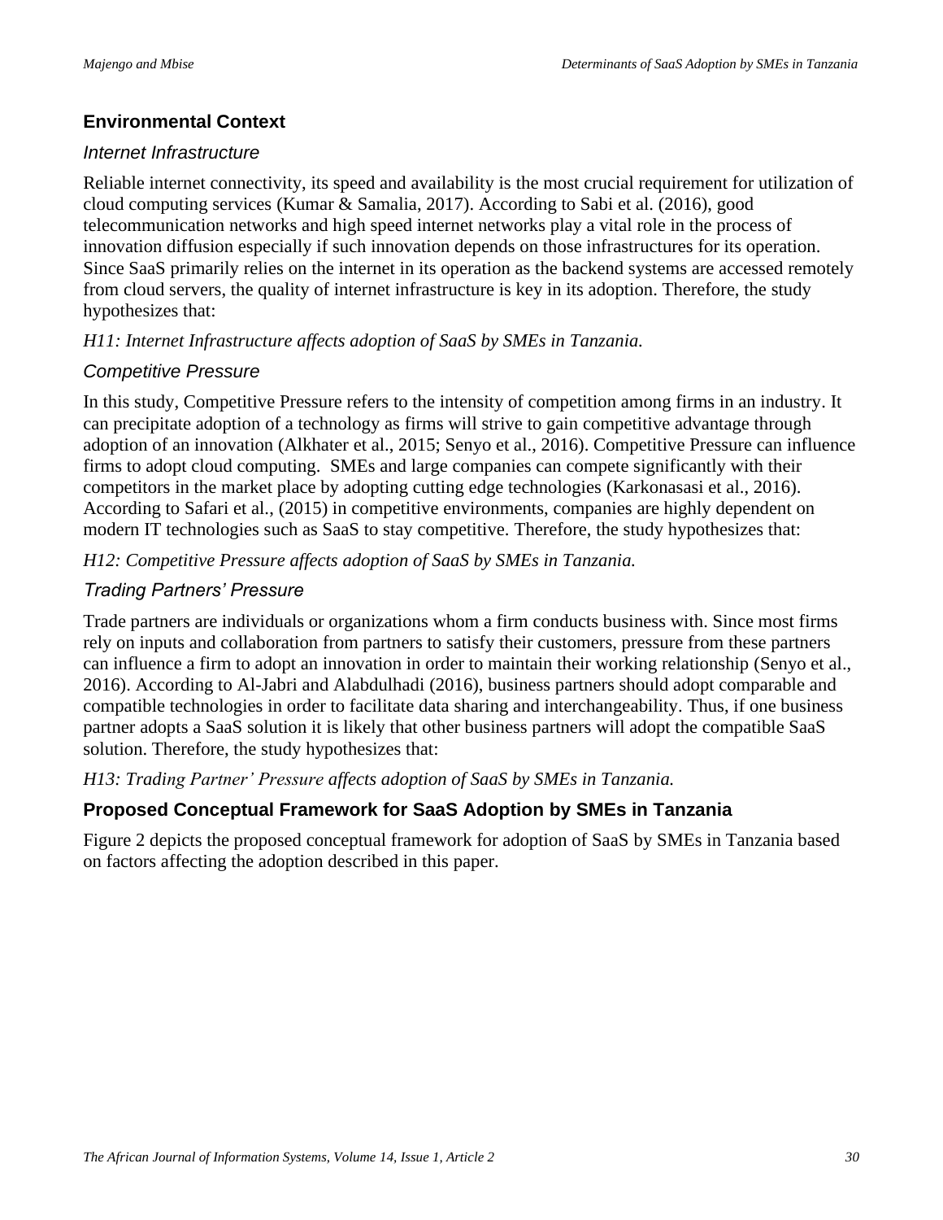## Environmental Context

### *Internet Infrastructure*

Reliable internet connectivity, its speed and availability is the most crucial requirement for utilization of cloud computing services (Kumar & Samalia, 2017). According to Sabi et al. (2016), good telecommunication networks and high speed internet networks play a vital role in the process of innovation diffusion especially if such innovation depends on those infrastructures for its operation. Since SaaS primarily relies on the internet in its operation as the backend systems are accessed remotely from cloud servers, the quality of internet infrastructure is key in its adoption. Therefore, the study hypothesizes that:

*H11: Internet Infrastructure affects adoption of SaaS by SMEs in Tanzania.*

### *Competitive Pressure*

In this study, Competitive Pressure refers to the intensity of competition among firms in an industry. It can precipitate adoption of a technology as firms will strive to gain competitive advantage through adoption of an innovation (Alkhater et al., 2015; Senyo et al., 2016). Competitive Pressure can influence firms to adopt cloud computing. SMEs and large companies can compete significantly with their competitors in the market place by adopting cutting edge technologies (Karkonasasi et al., 2016). According to Safari et al., (2015) in competitive environments, companies are highly dependent on modern IT technologies such as SaaS to stay competitive. Therefore, the study hypothesizes that:

*H12: Competitive Pressure affects adoption of SaaS by SMEs in Tanzania.*

### *Trading Partners' Pressure*

Trade partners are individuals or organizations whom a firm conducts business with. Since most firms rely on inputs and collaboration from partners to satisfy their customers, pressure from these partners can influence a firm to adopt an innovation in order to maintain their working relationship (Senyo et al., 2016). According to Al-Jabri and Alabdulhadi (2016), business partners should adopt comparable and compatible technologies in order to facilitate data sharing and interchangeability. Thus, if one business partner adopts a SaaS solution it is likely that other business partners will adopt the compatible SaaS solution. Therefore, the study hypothesizes that:

*H13: Trading Partner' Pressure affects adoption of SaaS by SMEs in Tanzania.*

## Proposed Conceptual Framework for SaaS Adoption by SMEs in Tanzania

Figure 2 depicts the proposed conceptual framework for adoption of SaaS by SMEs in Tanzania based on factors affecting the adoption described in this paper.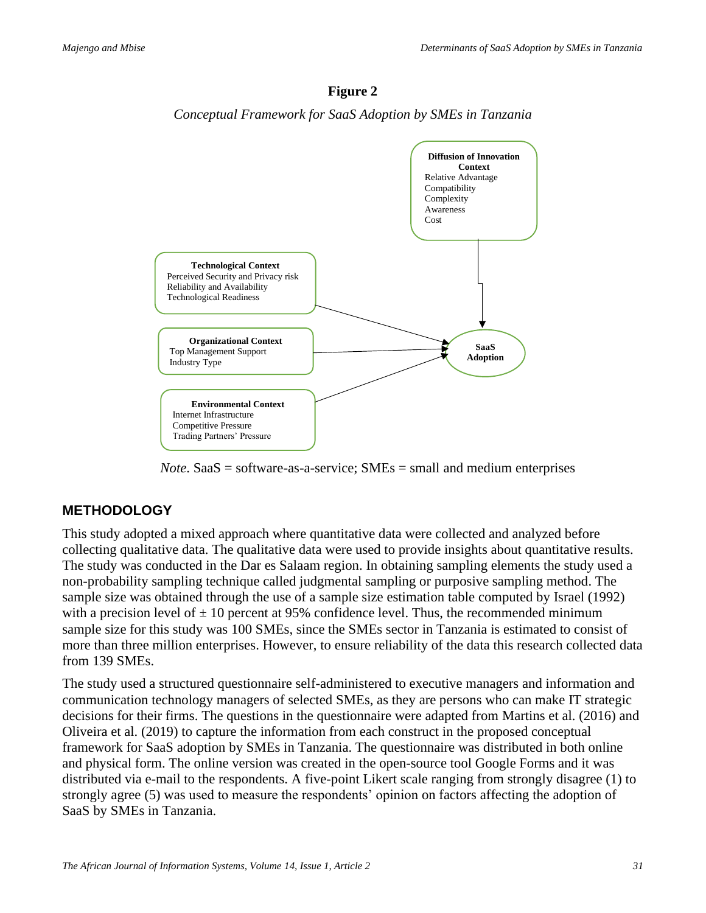**Figure 2**

*Conceptual Framework for SaaS Adoption by SMEs in Tanzania*

**Diffusion of Innovation Context**
Relative Advantage
Compatibility
Complexity
Awareness
Cost

**Technological Context**
Perceived Security and Privacy risk
Reliability and Availability
Technological Readiness

**Organizational Context**
Top Management Support
Industry Type

**Environmental Context**
Internet Infrastructure
Competitive Pressure
Trading Partners' Pressure

**SaaS Adoption**

*Note*. SaaS = software-as-a-service; SMEs = small and medium enterprises

## METHODOLOGY

This study adopted a mixed approach where quantitative data were collected and analyzed before collecting qualitative data. The qualitative data were used to provide insights about quantitative results. The study was conducted in the Dar es Salaam region. In obtaining sampling elements the study used a non-probability sampling technique called judgmental sampling or purposive sampling method. The sample size was obtained through the use of a sample size estimation table computed by Israel (1992) with a precision level of ± 10 percent at 95% confidence level. Thus, the recommended minimum sample size for this study was 100 SMEs, since the SMEs sector in Tanzania is estimated to consist of more than three million enterprises. However, to ensure reliability of the data this research collected data from 139 SMEs.

The study used a structured questionnaire self-administered to executive managers and information and communication technology managers of selected SMEs, as they are persons who can make IT strategic decisions for their firms. The questions in the questionnaire were adapted from Martins et al. (2016) and Oliveira et al. (2019) to capture the information from each construct in the proposed conceptual framework for SaaS adoption by SMEs in Tanzania. The questionnaire was distributed in both online and physical form. The online version was created in the open-source tool Google Forms and it was distributed via e-mail to the respondents. A five-point Likert scale ranging from strongly disagree (1) to strongly agree (5) was used to measure the respondents' opinion on factors affecting the adoption of SaaS by SMEs in Tanzania.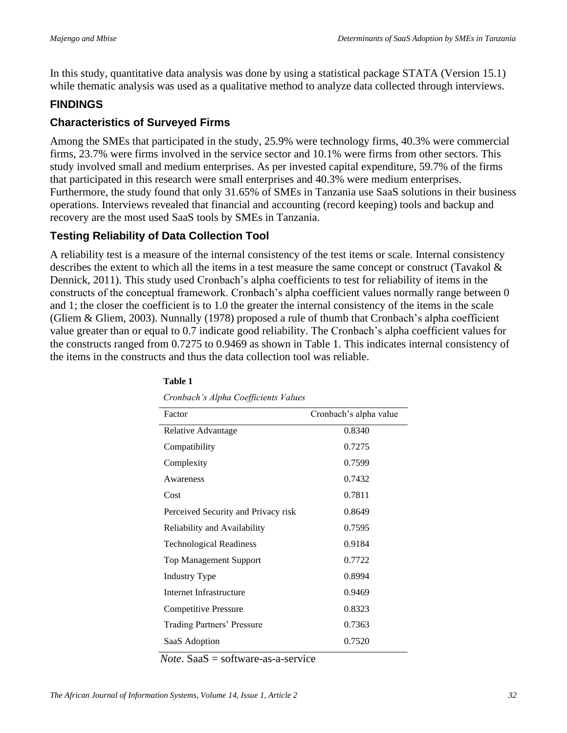In this study, quantitative data analysis was done by using a statistical package STATA (Version 15.1) while thematic analysis was used as a qualitative method to analyze data collected through interviews.

## FINDINGS

### Characteristics of Surveyed Firms

Among the SMEs that participated in the study, 25.9% were technology firms, 40.3% were commercial firms, 23.7% were firms involved in the service sector and 10.1% were firms from other sectors. This study involved small and medium enterprises. As per invested capital expenditure, 59.7% of the firms that participated in this research were small enterprises and 40.3% were medium enterprises. Furthermore, the study found that only 31.65% of SMEs in Tanzania use SaaS solutions in their business operations. Interviews revealed that financial and accounting (record keeping) tools and backup and recovery are the most used SaaS tools by SMEs in Tanzania.

### Testing Reliability of Data Collection Tool

A reliability test is a measure of the internal consistency of the test items or scale. Internal consistency describes the extent to which all the items in a test measure the same concept or construct (Tavakol & Dennick, 2011). This study used Cronbach's alpha coefficients to test for reliability of items in the constructs of the conceptual framework. Cronbach's alpha coefficient values normally range between 0 and 1; the closer the coefficient is to 1.0 the greater the internal consistency of the items in the scale (Gliem & Gliem, 2003). Nunnally (1978) proposed a rule of thumb that Cronbach's alpha coefficient value greater than or equal to 0.7 indicate good reliability. The Cronbach's alpha coefficient values for the constructs ranged from 0.7275 to 0.9469 as shown in Table 1. This indicates internal consistency of the items in the constructs and thus the data collection tool was reliable.

**Table 1**

*Cronbach's Alpha Coefficients Values*

| Factor | Cronbach's alpha value |
|---|---|
| Relative Advantage | 0.8340 |
| Compatibility | 0.7275 |
| Complexity | 0.7599 |
| Awareness | 0.7432 |
| Cost | 0.7811 |
| Perceived Security and Privacy risk | 0.8649 |
| Reliability and Availability | 0.7595 |
| Technological Readiness | 0.9184 |
| Top Management Support | 0.7722 |
| Industry Type | 0.8994 |
| Internet Infrastructure | 0.9469 |
| Competitive Pressure | 0.8323 |
| Trading Partners' Pressure | 0.7363 |
| SaaS Adoption | 0.7520 |

*Note*. SaaS = software-as-a-service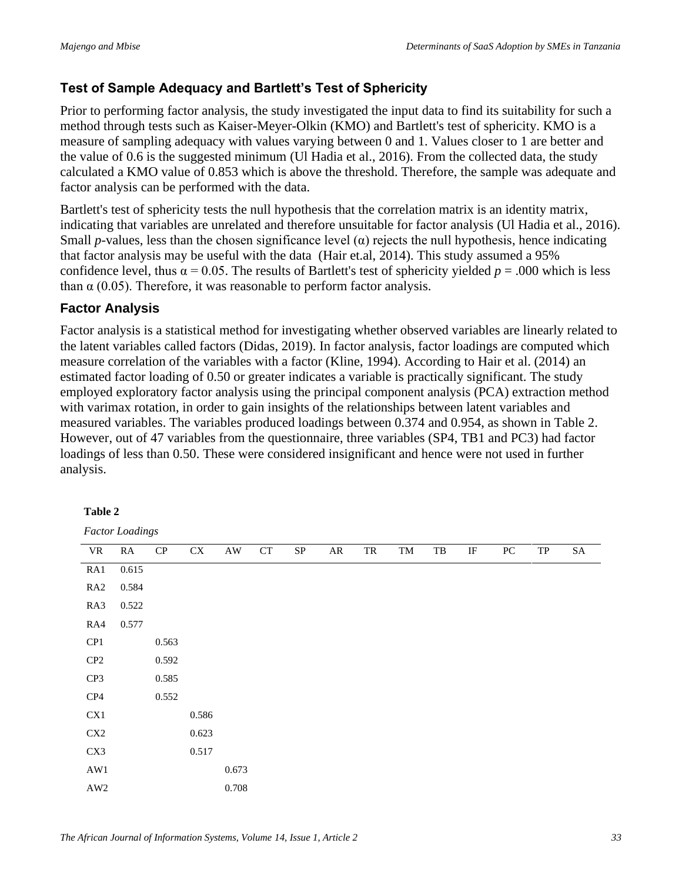### Test of Sample Adequacy and Bartlett’s Test of Sphericity

Prior to performing factor analysis, the study investigated the input data to find its suitability for such a method through tests such as Kaiser-Meyer-Olkin (KMO) and Bartlett's test of sphericity. KMO is a measure of sampling adequacy with values varying between 0 and 1. Values closer to 1 are better and the value of 0.6 is the suggested minimum (Ul Hadia et al., 2016). From the collected data, the study calculated a KMO value of 0.853 which is above the threshold. Therefore, the sample was adequate and factor analysis can be performed with the data.

Bartlett's test of sphericity tests the null hypothesis that the correlation matrix is an identity matrix, indicating that variables are unrelated and therefore unsuitable for factor analysis (Ul Hadia et al., 2016). Small *p*-values, less than the chosen significance level ($\alpha$) rejects the null hypothesis, hence indicating that factor analysis may be useful with the data (Hair et.al, 2014). This study assumed a 95% confidence level, thus $\alpha = 0.05$. The results of Bartlett's test of sphericity yielded $p = .000$ which is less than $\alpha$ (0.05). Therefore, it was reasonable to perform factor analysis.

### Factor Analysis

Factor analysis is a statistical method for investigating whether observed variables are linearly related to the latent variables called factors (Didas, 2019). In factor analysis, factor loadings are computed which measure correlation of the variables with a factor (Kline, 1994). According to Hair et al. (2014) an estimated factor loading of 0.50 or greater indicates a variable is practically significant. The study employed exploratory factor analysis using the principal component analysis (PCA) extraction method with varimax rotation, in order to gain insights of the relationships between latent variables and measured variables. The variables produced loadings between 0.374 and 0.954, as shown in Table 2. However, out of 47 variables from the questionnaire, three variables (SP4, TB1 and PC3) had factor loadings of less than 0.50. These were considered insignificant and hence were not used in further analysis.

**Table 2**

*Factor Loadings*

| VR | RA | CP | CX | AW | CT | SP | AR | TR | TM | TB | IF | PC | TP | SA |
|---|---|---|---|---|---|---|---|---|---|---|---|---|---|---|
| RA1 | 0.615 | | | | | | | | | | | | | |
| RA2 | 0.584 | | | | | | | | | | | | | |
| RA3 | 0.522 | | | | | | | | | | | | | |
| RA4 | 0.577 | | | | | | | | | | | | | |
| CP1 | | 0.563 | | | | | | | | | | | | |
| CP2 | | 0.592 | | | | | | | | | | | | |
| CP3 | | 0.585 | | | | | | | | | | | | |
| CP4 | | 0.552 | | | | | | | | | | | | |
| CX1 | | | 0.586 | | | | | | | | | | | |
| CX2 | | | 0.623 | | | | | | | | | | | |
| CX3 | | | 0.517 | | | | | | | | | | | |
| AW1 | | | | 0.673 | | | | | | | | | | |
| AW2 | | | | 0.708 | | | | | | | | | | |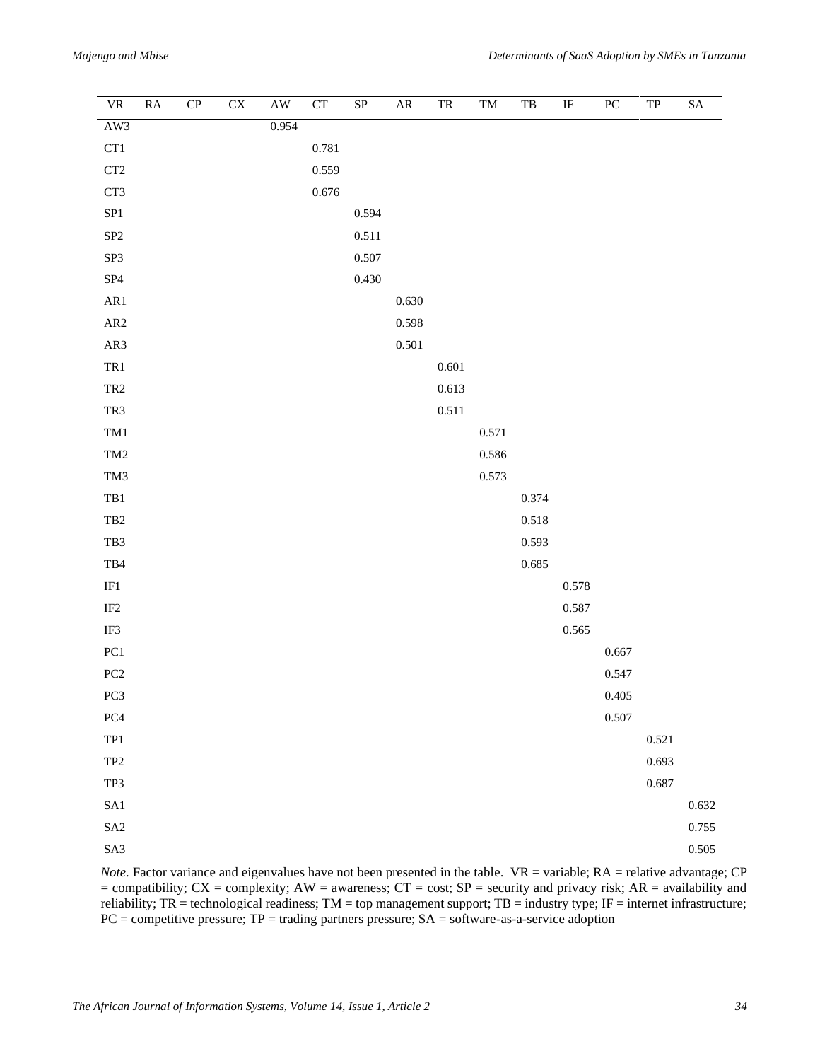| VR | RA | CP | CX | AW | CT | SP | AR | TR | TM | TB | IF | PC | TP | SA |
|---|---|---|---|---|---|---|---|---|---|---|---|---|---|---|
| AW3 | | | | 0.954 | | | | | | | | | | |
| CT1 | | | | | 0.781 | | | | | | | | | |
| CT2 | | | | | 0.559 | | | | | | | | | |
| CT3 | | | | | 0.676 | | | | | | | | | |
| SP1 | | | | | | 0.594 | | | | | | | | |
| SP2 | | | | | | 0.511 | | | | | | | | |
| SP3 | | | | | | 0.507 | | | | | | | | |
| SP4 | | | | | | 0.430 | | | | | | | | |
| AR1 | | | | | | | 0.630 | | | | | | | |
| AR2 | | | | | | | 0.598 | | | | | | | |
| AR3 | | | | | | | 0.501 | | | | | | | |
| TR1 | | | | | | | | 0.601 | | | | | | |
| TR2 | | | | | | | | 0.613 | | | | | | |
| TR3 | | | | | | | | 0.511 | | | | | | |
| TM1 | | | | | | | | | 0.571 | | | | | |
| TM2 | | | | | | | | | 0.586 | | | | | |
| TM3 | | | | | | | | | 0.573 | | | | | |
| TB1 | | | | | | | | | | 0.374 | | | | |
| TB2 | | | | | | | | | | 0.518 | | | | |
| TB3 | | | | | | | | | | 0.593 | | | | |
| TB4 | | | | | | | | | | 0.685 | | | | |
| IF1 | | | | | | | | | | | 0.578 | | | |
| IF2 | | | | | | | | | | | 0.587 | | | |
| IF3 | | | | | | | | | | | 0.565 | | | |
| PC1 | | | | | | | | | | | | 0.667 | | |
| PC2 | | | | | | | | | | | | 0.547 | | |
| PC3 | | | | | | | | | | | | 0.405 | | |
| PC4 | | | | | | | | | | | | 0.507 | | |
| TP1 | | | | | | | | | | | | | 0.521 | |
| TP2 | | | | | | | | | | | | | 0.693 | |
| TP3 | | | | | | | | | | | | | 0.687 | |
| SA1 | | | | | | | | | | | | | | 0.632 |
| SA2 | | | | | | | | | | | | | | 0.755 |
| SA3 | | | | | | | | | | | | | | 0.505 |

*Note*. Factor variance and eigenvalues have not been presented in the table. VR = variable; RA = relative advantage; CP = compatibility; CX = complexity; AW = awareness; CT = cost; SP = security and privacy risk; AR = availability and reliability; TR = technological readiness; TM = top management support; TB = industry type; IF = internet infrastructure; PC = competitive pressure; TP = trading partners pressure; SA = software-as-a-service adoption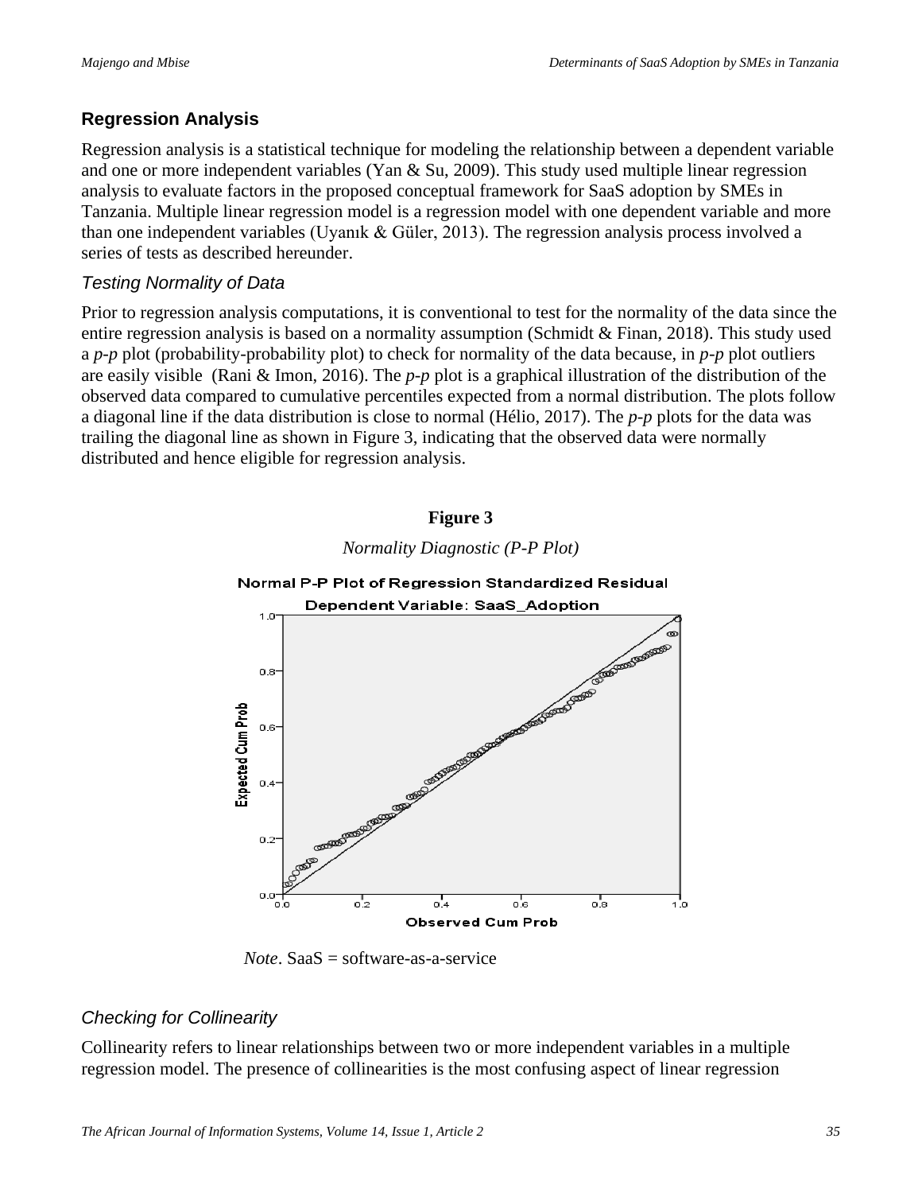## Regression Analysis

Regression analysis is a statistical technique for modeling the relationship between a dependent variable and one or more independent variables (Yan & Su, 2009). This study used multiple linear regression analysis to evaluate factors in the proposed conceptual framework for SaaS adoption by SMEs in Tanzania. Multiple linear regression model is a regression model with one dependent variable and more than one independent variables (Uyanık & Güler, 2013). The regression analysis process involved a series of tests as described hereunder.

### Testing Normality of Data

Prior to regression analysis computations, it is conventional to test for the normality of the data since the entire regression analysis is based on a normality assumption (Schmidt & Finan, 2018). This study used a *p-p* plot (probability-probability plot) to check for normality of the data because, in *p-p* plot outliers are easily visible (Rani & Imon, 2016). The *p-p* plot is a graphical illustration of the distribution of the observed data compared to cumulative percentiles expected from a normal distribution. The plots follow a diagonal line if the data distribution is close to normal (Hélio, 2017). The *p-p* plots for the data was trailing the diagonal line as shown in Figure 3, indicating that the observed data were normally distributed and hence eligible for regression analysis.

**Figure 3**

*Normality Diagnostic (P-P Plot)*

*Note*. SaaS = software-as-a-service

### Checking for Collinearity

Collinearity refers to linear relationships between two or more independent variables in a multiple regression model. The presence of collinearities is the most confusing aspect of linear regression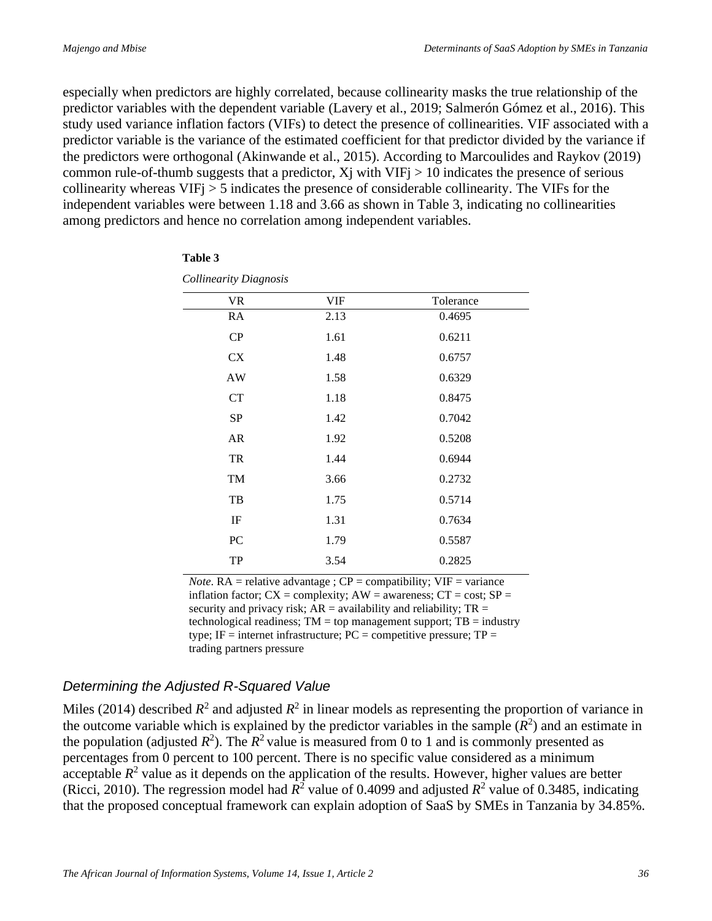especially when predictors are highly correlated, because collinearity masks the true relationship of the predictor variables with the dependent variable (Lavery et al., 2019; Salmerón Gómez et al., 2016). This study used variance inflation factors (VIFs) to detect the presence of collinearities. VIF associated with a predictor variable is the variance of the estimated coefficient for that predictor divided by the variance if the predictors were orthogonal (Akinwande et al., 2015). According to Marcoulides and Raykov (2019) common rule-of-thumb suggests that a predictor, $X_j$ with $VIF_j > 10$ indicates the presence of serious collinearity whereas $VIF_j > 5$ indicates the presence of considerable collinearity. The VIFs for the independent variables were between 1.18 and 3.66 as shown in Table 3, indicating no collinearities among predictors and hence no correlation among independent variables.

**Table 3**

*Collinearity Diagnosis*

| VR | VIF | Tolerance |
|---|---|---|
| RA | 2.13 | 0.4695 |
| CP | 1.61 | 0.6211 |
| CX | 1.48 | 0.6757 |
| AW | 1.58 | 0.6329 |
| CT | 1.18 | 0.8475 |
| SP | 1.42 | 0.7042 |
| AR | 1.92 | 0.5208 |
| TR | 1.44 | 0.6944 |
| TM | 3.66 | 0.2732 |
| TB | 1.75 | 0.5714 |
| IF | 1.31 | 0.7634 |
| PC | 1.79 | 0.5587 |
| TP | 3.54 | 0.2825 |

*Note*. RA = relative advantage ; CP = compatibility; VIF = variance inflation factor; CX = complexity; AW = awareness; CT = cost; SP = security and privacy risk; AR = availability and reliability; TR = technological readiness; TM = top management support; TB = industry type; IF = internet infrastructure; PC = competitive pressure; TP = trading partners pressure

### *Determining the Adjusted R-Squared Value*

Miles (2014) described $R^2$ and adjusted $R^2$ in linear models as representing the proportion of variance in the outcome variable which is explained by the predictor variables in the sample ($R^2$) and an estimate in the population (adjusted $R^2$). The $R^2$ value is measured from 0 to 1 and is commonly presented as percentages from 0 percent to 100 percent. There is no specific value considered as a minimum acceptable $R^2$ value as it depends on the application of the results. However, higher values are better (Ricci, 2010). The regression model had $R^2$ value of 0.4099 and adjusted $R^2$ value of 0.3485, indicating that the proposed conceptual framework can explain adoption of SaaS by SMEs in Tanzania by 34.85%.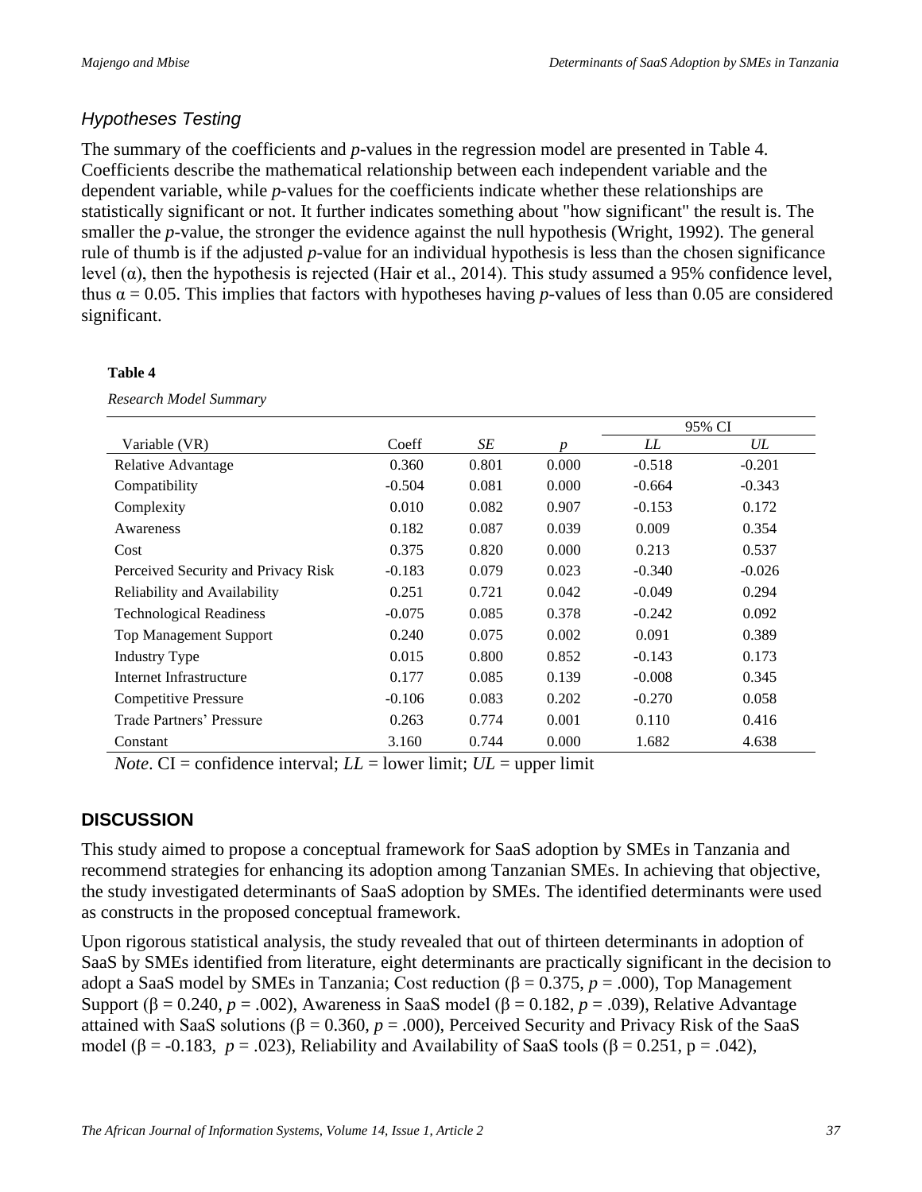### *Hypotheses Testing*

The summary of the coefficients and *p*-values in the regression model are presented in Table 4. Coefficients describe the mathematical relationship between each independent variable and the dependent variable, while *p*-values for the coefficients indicate whether these relationships are statistically significant or not. It further indicates something about "how significant" the result is. The smaller the *p*-value, the stronger the evidence against the null hypothesis (Wright, 1992). The general rule of thumb is if the adjusted *p*-value for an individual hypothesis is less than the chosen significance level (α), then the hypothesis is rejected (Hair et al., 2014). This study assumed a 95% confidence level, thus α = 0.05. This implies that factors with hypotheses having *p*-values of less than 0.05 are considered significant.

**Table 4**

*Research Model Summary*

| | | | | 95% CI | |
|---|---|---|---|---|---|
| Variable (VR) | Coeff | *SE* | *p* | *LL* | *UL* |
| Relative Advantage | 0.360 | 0.801 | 0.000 | -0.518 | -0.201 |
| Compatibility | -0.504 | 0.081 | 0.000 | -0.664 | -0.343 |
| Complexity | 0.010 | 0.082 | 0.907 | -0.153 | 0.172 |
| Awareness | 0.182 | 0.087 | 0.039 | 0.009 | 0.354 |
| Cost | 0.375 | 0.820 | 0.000 | 0.213 | 0.537 |
| Perceived Security and Privacy Risk | -0.183 | 0.079 | 0.023 | -0.340 | -0.026 |
| Reliability and Availability | 0.251 | 0.721 | 0.042 | -0.049 | 0.294 |
| Technological Readiness | -0.075 | 0.085 | 0.378 | -0.242 | 0.092 |
| Top Management Support | 0.240 | 0.075 | 0.002 | 0.091 | 0.389 |
| Industry Type | 0.015 | 0.800 | 0.852 | -0.143 | 0.173 |
| Internet Infrastructure | 0.177 | 0.085 | 0.139 | -0.008 | 0.345 |
| Competitive Pressure | -0.106 | 0.083 | 0.202 | -0.270 | 0.058 |
| Trade Partners' Pressure | 0.263 | 0.774 | 0.001 | 0.110 | 0.416 |
| Constant | 3.160 | 0.744 | 0.000 | 1.682 | 4.638 |

*Note*. CI = confidence interval; *LL* = lower limit; *UL* = upper limit

## DISCUSSION

This study aimed to propose a conceptual framework for SaaS adoption by SMEs in Tanzania and recommend strategies for enhancing its adoption among Tanzanian SMEs. In achieving that objective, the study investigated determinants of SaaS adoption by SMEs. The identified determinants were used as constructs in the proposed conceptual framework.

Upon rigorous statistical analysis, the study revealed that out of thirteen determinants in adoption of SaaS by SMEs identified from literature, eight determinants are practically significant in the decision to adopt a SaaS model by SMEs in Tanzania; Cost reduction (β = 0.375, *p* = .000), Top Management Support (β = 0.240, *p* = .002), Awareness in SaaS model (β = 0.182, *p* = .039), Relative Advantage attained with SaaS solutions (β = 0.360, *p* = .000), Perceived Security and Privacy Risk of the SaaS model (β = -0.183, *p* = .023), Reliability and Availability of SaaS tools (β = 0.251, p = .042),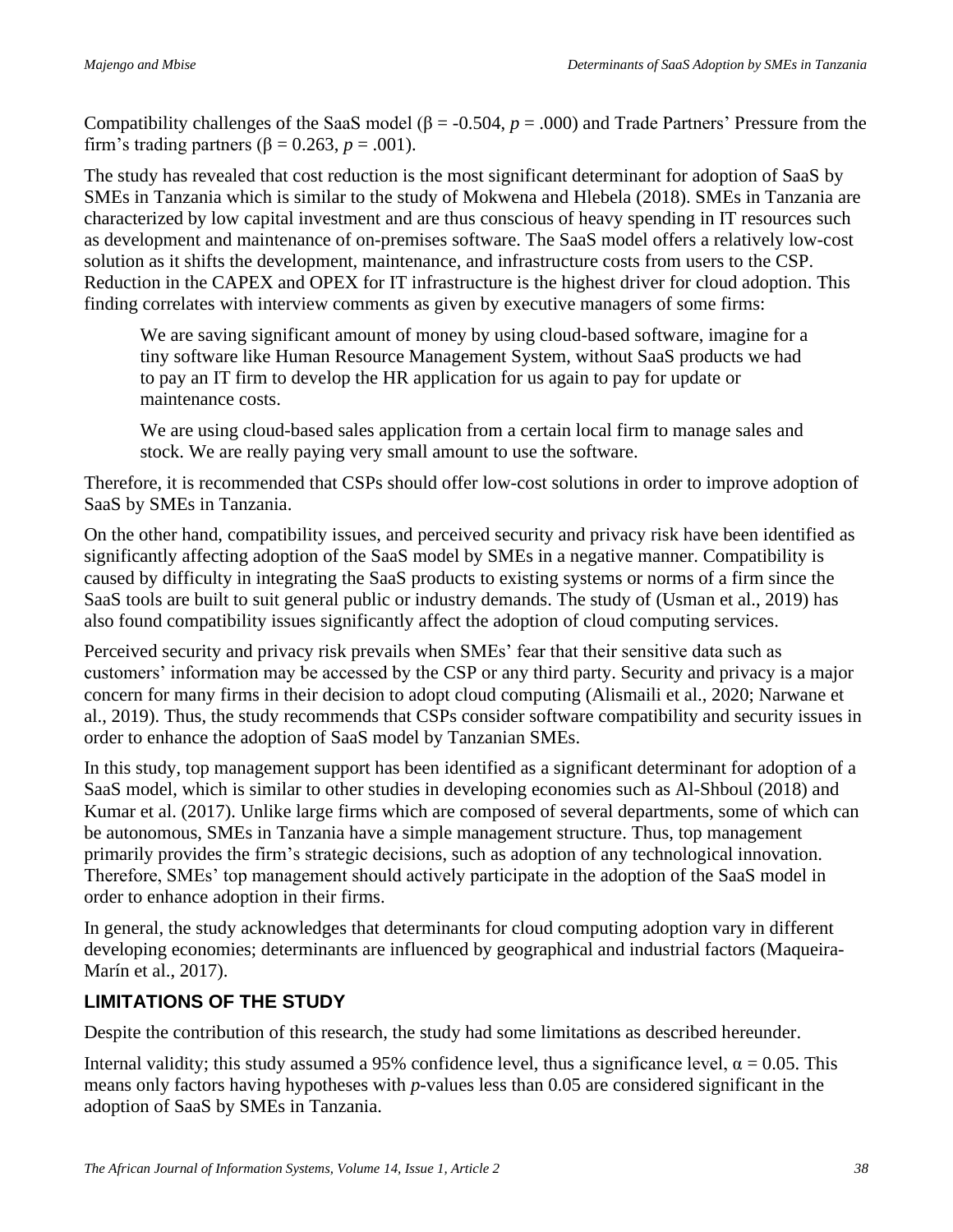Compatibility challenges of the SaaS model ($\beta = -0.504$, $p = .000$) and Trade Partners' Pressure from the firm's trading partners ($\beta = 0.263$, $p = .001$).

The study has revealed that cost reduction is the most significant determinant for adoption of SaaS by SMEs in Tanzania which is similar to the study of Mokwena and Hlebela (2018). SMEs in Tanzania are characterized by low capital investment and are thus conscious of heavy spending in IT resources such as development and maintenance of on-premises software. The SaaS model offers a relatively low-cost solution as it shifts the development, maintenance, and infrastructure costs from users to the CSP. Reduction in the CAPEX and OPEX for IT infrastructure is the highest driver for cloud adoption. This finding correlates with interview comments as given by executive managers of some firms:

> We are saving significant amount of money by using cloud-based software, imagine for a tiny software like Human Resource Management System, without SaaS products we had to pay an IT firm to develop the HR application for us again to pay for update or maintenance costs.
>
> We are using cloud-based sales application from a certain local firm to manage sales and stock. We are really paying very small amount to use the software.

Therefore, it is recommended that CSPs should offer low-cost solutions in order to improve adoption of SaaS by SMEs in Tanzania.

On the other hand, compatibility issues, and perceived security and privacy risk have been identified as significantly affecting adoption of the SaaS model by SMEs in a negative manner. Compatibility is caused by difficulty in integrating the SaaS products to existing systems or norms of a firm since the SaaS tools are built to suit general public or industry demands. The study of (Usman et al., 2019) has also found compatibility issues significantly affect the adoption of cloud computing services.

Perceived security and privacy risk prevails when SMEs' fear that their sensitive data such as customers' information may be accessed by the CSP or any third party. Security and privacy is a major concern for many firms in their decision to adopt cloud computing (Alismaili et al., 2020; Narwane et al., 2019). Thus, the study recommends that CSPs consider software compatibility and security issues in order to enhance the adoption of SaaS model by Tanzanian SMEs.

In this study, top management support has been identified as a significant determinant for adoption of a SaaS model, which is similar to other studies in developing economies such as Al-Shboul (2018) and Kumar et al. (2017). Unlike large firms which are composed of several departments, some of which can be autonomous, SMEs in Tanzania have a simple management structure. Thus, top management primarily provides the firm's strategic decisions, such as adoption of any technological innovation. Therefore, SMEs' top management should actively participate in the adoption of the SaaS model in order to enhance adoption in their firms.

In general, the study acknowledges that determinants for cloud computing adoption vary in different developing economies; determinants are influenced by geographical and industrial factors (Maqueira-Marín et al., 2017).

## LIMITATIONS OF THE STUDY

Despite the contribution of this research, the study had some limitations as described hereunder.

Internal validity; this study assumed a 95% confidence level, thus a significance level, $\alpha = 0.05$. This means only factors having hypotheses with *p*-values less than 0.05 are considered significant in the adoption of SaaS by SMEs in Tanzania.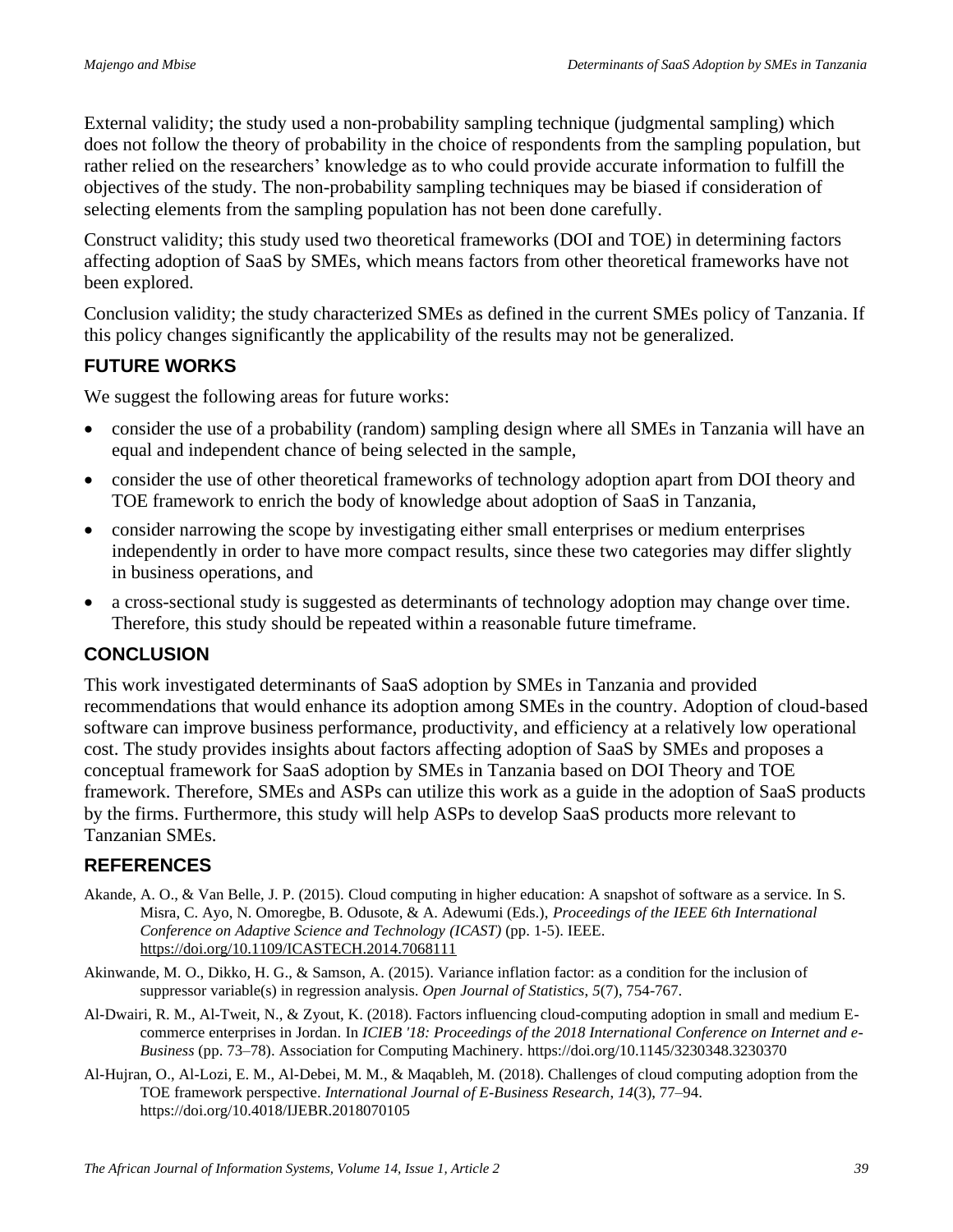External validity; the study used a non-probability sampling technique (judgmental sampling) which does not follow the theory of probability in the choice of respondents from the sampling population, but rather relied on the researchers' knowledge as to who could provide accurate information to fulfill the objectives of the study. The non-probability sampling techniques may be biased if consideration of selecting elements from the sampling population has not been done carefully.

Construct validity; this study used two theoretical frameworks (DOI and TOE) in determining factors affecting adoption of SaaS by SMEs, which means factors from other theoretical frameworks have not been explored.

Conclusion validity; the study characterized SMEs as defined in the current SMEs policy of Tanzania. If this policy changes significantly the applicability of the results may not be generalized.

## FUTURE WORKS

We suggest the following areas for future works:

- consider the use of a probability (random) sampling design where all SMEs in Tanzania will have an equal and independent chance of being selected in the sample,
- consider the use of other theoretical frameworks of technology adoption apart from DOI theory and TOE framework to enrich the body of knowledge about adoption of SaaS in Tanzania,
- consider narrowing the scope by investigating either small enterprises or medium enterprises independently in order to have more compact results, since these two categories may differ slightly in business operations, and
- a cross-sectional study is suggested as determinants of technology adoption may change over time. Therefore, this study should be repeated within a reasonable future timeframe.

## CONCLUSION

This work investigated determinants of SaaS adoption by SMEs in Tanzania and provided recommendations that would enhance its adoption among SMEs in the country. Adoption of cloud-based software can improve business performance, productivity, and efficiency at a relatively low operational cost. The study provides insights about factors affecting adoption of SaaS by SMEs and proposes a conceptual framework for SaaS adoption by SMEs in Tanzania based on DOI Theory and TOE framework. Therefore, SMEs and ASPs can utilize this work as a guide in the adoption of SaaS products by the firms. Furthermore, this study will help ASPs to develop SaaS products more relevant to Tanzanian SMEs.

## REFERENCES

Akande, A. O., & Van Belle, J. P. (2015). Cloud computing in higher education: A snapshot of software as a service. In S. Misra, C. Ayo, N. Omoregbe, B. Odusote, & A. Adewumi (Eds.), *Proceedings of the IEEE 6th International Conference on Adaptive Science and Technology (ICAST)* (pp. 1-5). IEEE. https://doi.org/10.1109/ICASTECH.2014.7068111

Akinwande, M. O., Dikko, H. G., & Samson, A. (2015). Variance inflation factor: as a condition for the inclusion of suppressor variable(s) in regression analysis. *Open Journal of Statistics, 5*(7), 754-767.

Al-Dwairi, R. M., Al-Tweit, N., & Zyout, K. (2018). Factors influencing cloud-computing adoption in small and medium E-commerce enterprises in Jordan. In *ICIEB '18: Proceedings of the 2018 International Conference on Internet and e-Business* (pp. 73–78). Association for Computing Machinery. https://doi.org/10.1145/3230348.3230370

Al-Hujran, O., Al-Lozi, E. M., Al-Debei, M. M., & Maqableh, M. (2018). Challenges of cloud computing adoption from the TOE framework perspective. *International Journal of E-Business Research, 14*(3), 77–94. https://doi.org/10.4018/IJEBR.2018070105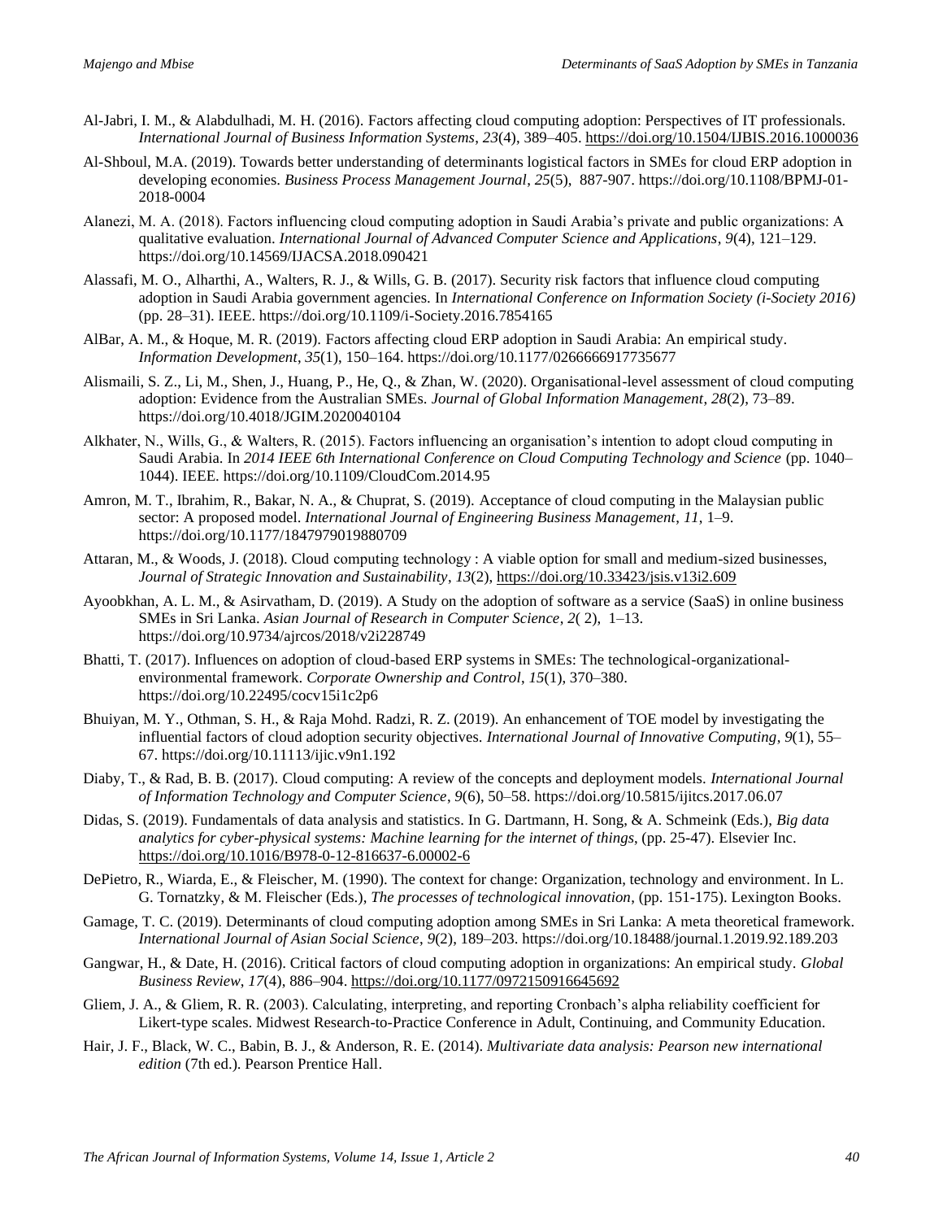Al-Jabri, I. M., & Alabdulhadi, M. H. (2016). Factors affecting cloud computing adoption: Perspectives of IT professionals. *International Journal of Business Information Systems*, *23*(4), 389–405. https://doi.org/10.1504/IJBIS.2016.1000036

Al-Shboul, M.A. (2019). Towards better understanding of determinants logistical factors in SMEs for cloud ERP adoption in developing economies. *Business Process Management Journal*, *25*(5), 887-907. https://doi.org/10.1108/BPMJ-01-2018-0004

Alanezi, M. A. (2018). Factors influencing cloud computing adoption in Saudi Arabia's private and public organizations: A qualitative evaluation. *International Journal of Advanced Computer Science and Applications*, *9*(4), 121–129. https://doi.org/10.14569/IJACSA.2018.090421

Alassafi, M. O., Alharthi, A., Walters, R. J., & Wills, G. B. (2017). Security risk factors that influence cloud computing adoption in Saudi Arabia government agencies. In *International Conference on Information Society (i-Society 2016)* (pp. 28–31). IEEE. https://doi.org/10.1109/i-Society.2016.7854165

AlBar, A. M., & Hoque, M. R. (2019). Factors affecting cloud ERP adoption in Saudi Arabia: An empirical study. *Information Development*, *35*(1), 150–164. https://doi.org/10.1177/0266666917735677

Alismaili, S. Z., Li, M., Shen, J., Huang, P., He, Q., & Zhan, W. (2020). Organisational-level assessment of cloud computing adoption: Evidence from the Australian SMEs. *Journal of Global Information Management*, *28*(2), 73–89. https://doi.org/10.4018/JGIM.2020040104

Alkhater, N., Wills, G., & Walters, R. (2015). Factors influencing an organisation's intention to adopt cloud computing in Saudi Arabia. In *2014 IEEE 6th International Conference on Cloud Computing Technology and Science* (pp. 1040–1044). IEEE. https://doi.org/10.1109/CloudCom.2014.95

Amron, M. T., Ibrahim, R., Bakar, N. A., & Chuprat, S. (2019). Acceptance of cloud computing in the Malaysian public sector: A proposed model. *International Journal of Engineering Business Management*, *11*, 1–9. https://doi.org/10.1177/1847979019880709

Attaran, M., & Woods, J. (2018). Cloud computing technology : A viable option for small and medium-sized businesses, *Journal of Strategic Innovation and Sustainability*, *13*(2), https://doi.org/10.33423/jsis.v13i2.609

Ayoobkhan, A. L. M., & Asirvatham, D. (2019). A Study on the adoption of software as a service (SaaS) in online business SMEs in Sri Lanka. *Asian Journal of Research in Computer Science*, *2*( 2), 1–13. https://doi.org/10.9734/ajrcos/2018/v2i228749

Bhatti, T. (2017). Influences on adoption of cloud-based ERP systems in SMEs: The technological-organizational-environmental framework. *Corporate Ownership and Control*, *15*(1), 370–380. https://doi.org/10.22495/cocv15i1c2p6

Bhuiyan, M. Y., Othman, S. H., & Raja Mohd. Radzi, R. Z. (2019). An enhancement of TOE model by investigating the influential factors of cloud adoption security objectives. *International Journal of Innovative Computing*, *9*(1), 55–67. https://doi.org/10.11113/ijic.v9n1.192

Diaby, T., & Rad, B. B. (2017). Cloud computing: A review of the concepts and deployment models. *International Journal of Information Technology and Computer Science*, *9*(6), 50–58. https://doi.org/10.5815/ijitcs.2017.06.07

Didas, S. (2019). Fundamentals of data analysis and statistics. In G. Dartmann, H. Song, & A. Schmeink (Eds.), *Big data analytics for cyber-physical systems: Machine learning for the internet of things*, (pp. 25-47). Elsevier Inc. https://doi.org/10.1016/B978-0-12-816637-6.00002-6

DePietro, R., Wiarda, E., & Fleischer, M. (1990). The context for change: Organization, technology and environment. In L. G. Tornatzky, & M. Fleischer (Eds.), *The processes of technological innovation*, (pp. 151-175). Lexington Books.

Gamage, T. C. (2019). Determinants of cloud computing adoption among SMEs in Sri Lanka: A meta theoretical framework. *International Journal of Asian Social Science*, *9*(2), 189–203. https://doi.org/10.18488/journal.1.2019.92.189.203

Gangwar, H., & Date, H. (2016). Critical factors of cloud computing adoption in organizations: An empirical study. *Global Business Review*, *17*(4), 886–904. https://doi.org/10.1177/0972150916645692

Gliem, J. A., & Gliem, R. R. (2003). Calculating, interpreting, and reporting Cronbach's alpha reliability coefficient for Likert-type scales. Midwest Research-to-Practice Conference in Adult, Continuing, and Community Education.

Hair, J. F., Black, W. C., Babin, B. J., & Anderson, R. E. (2014). *Multivariate data analysis: Pearson new international edition* (7th ed.). Pearson Prentice Hall.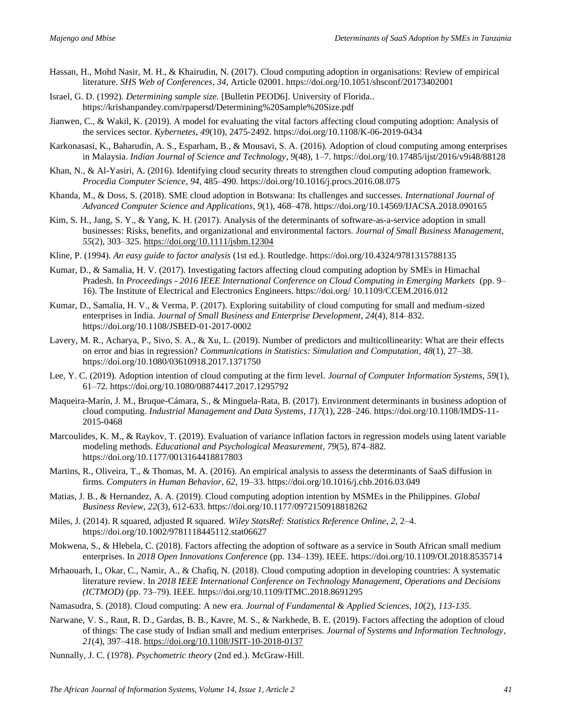Hassan, H., Mohd Nasir, M. H., & Khairudin, N. (2017). Cloud computing adoption in organisations: Review of empirical literature. *SHS Web of Conferences*, *34*, Article 02001. https://doi.org/10.1051/shsconf/20173402001

Israel, G. D. (1992). *Determining sample size.* [Bulletin PEOD6]. University of Florida.. https://krishanpandey.com/rpapersd/Determining%20Sample%20Size.pdf

Jianwen, C., & Wakil, K. (2019). A model for evaluating the vital factors affecting cloud computing adoption: Analysis of the services sector. *Kybernetes*, *49*(10), 2475-2492. https://doi.org/10.1108/K-06-2019-0434

Karkonasasi, K., Baharudin, A. S., Esparham, B., & Mousavi, S. A. (2016). Adoption of cloud computing among enterprises in Malaysia. *Indian Journal of Science and Technology*, *9*(48), 1–7. https://doi.org/10.17485/ijst/2016/v9i48/88128

Khan, N., & Al-Yasiri, A. (2016). Identifying cloud security threats to strengthen cloud computing adoption framework. *Procedia Computer Science*, *94*, 485–490. https://doi.org/10.1016/j.procs.2016.08.075

Khanda, M., & Doss, S. (2018). SME cloud adoption in Botswana: Its challenges and successes. *International Journal of Advanced Computer Science and Applications*, *9*(1), 468–478. https://doi.org/10.14569/IJACSA.2018.090165

Kim, S. H., Jang, S. Y., & Yang, K. H. (2017). Analysis of the determinants of software-as-a-service adoption in small businesses: Risks, benefits, and organizational and environmental factors. *Journal of Small Business Management*, *55*(2), 303–325. https://doi.org/10.1111/jsbm.12304

Kline, P. (1994). *An easy guide to factor analysis* (1st ed.). Routledge. https://doi.org/10.4324/9781315788135

Kumar, D., & Samalia, H. V. (2017). Investigating factors affecting cloud computing adoption by SMEs in Himachal Pradesh. In *Proceedings - 2016 IEEE International Conference on Cloud Computing in Emerging Markets* (pp. 9–16). The Institute of Electrical and Electronics Engineers. https://doi.org/ 10.1109/CCEM.2016.012

Kumar, D., Samalia, H. V., & Verma, P. (2017). Exploring suitability of cloud computing for small and medium-sized enterprises in India. *Journal of Small Business and Enterprise Development*, *24*(4), 814–832. https://doi.org/10.1108/JSBED-01-2017-0002

Lavery, M. R., Acharya, P., Sivo, S. A., & Xu, L. (2019). Number of predictors and multicollinearity: What are their effects on error and bias in regression? *Communications in Statistics: Simulation and Computation*, *48*(1), 27–38. https://doi.org/10.1080/03610918.2017.1371750

Lee, Y. C. (2019). Adoption intention of cloud computing at the firm level. *Journal of Computer Information Systems*, *59*(1), 61–72. https://doi.org/10.1080/08874417.2017.1295792

Maqueira-Marín, J. M., Bruque-Cámara, S., & Minguela-Rata, B. (2017). Environment determinants in business adoption of cloud computing. *Industrial Management and Data Systems*, *117*(1), 228–246. https://doi.org/10.1108/IMDS-11-2015-0468

Marcoulides, K. M., & Raykov, T. (2019). Evaluation of variance inflation factors in regression models using latent variable modeling methods. *Educational and Psychological Measurement*, *79*(5), 874–882. https://doi.org/10.1177/0013164418817803

Martins, R., Oliveira, T., & Thomas, M. A. (2016). An empirical analysis to assess the determinants of SaaS diffusion in firms. *Computers in Human Behavior*, *62*, 19–33. https://doi.org/10.1016/j.chb.2016.03.049

Matias, J. B., & Hernandez, A. A. (2019). Cloud computing adoption intention by MSMEs in the Philippines. *Global Business Review*, *22*(3), 612-633. https://doi.org/10.1177/0972150918818262

Miles, J. (2014). R squared, adjusted R squared. *Wiley StatsRef: Statistics Reference Online*, *2*, 2–4. https://doi.org/10.1002/9781118445112.stat06627

Mokwena, S., & Hlebela, C. (2018). Factors affecting the adoption of software as a service in South African small medium enterprises. In *2018 Open Innovations Conference* (pp. 134–139). IEEE. https://doi.org/10.1109/OI.2018.8535714

Mrhaouarh, I., Okar, C., Namir, A., & Chafiq, N. (2018). Cloud computing adoption in developing countries: A systematic literature review. In *2018 IEEE International Conference on Technology Management, Operations and Decisions (ICTMOD)* (pp. 73–79). IEEE. https://doi.org/10.1109/ITMC.2018.8691295

Namasudra, S. (2018). Cloud computing: A new era. *Journal of Fundamental & Applied Sciences*, *10*(2), *113-135*.

Narwane, V. S., Raut, R. D., Gardas, B. B., Kavre, M. S., & Narkhede, B. E. (2019). Factors affecting the adoption of cloud of things: The case study of Indian small and medium enterprises. *Journal of Systems and Information Technology*, *21*(4), 397–418. https://doi.org/10.1108/JSIT-10-2018-0137

Nunnally, J. C. (1978). *Psychometric theory* (2nd ed.). McGraw-Hill.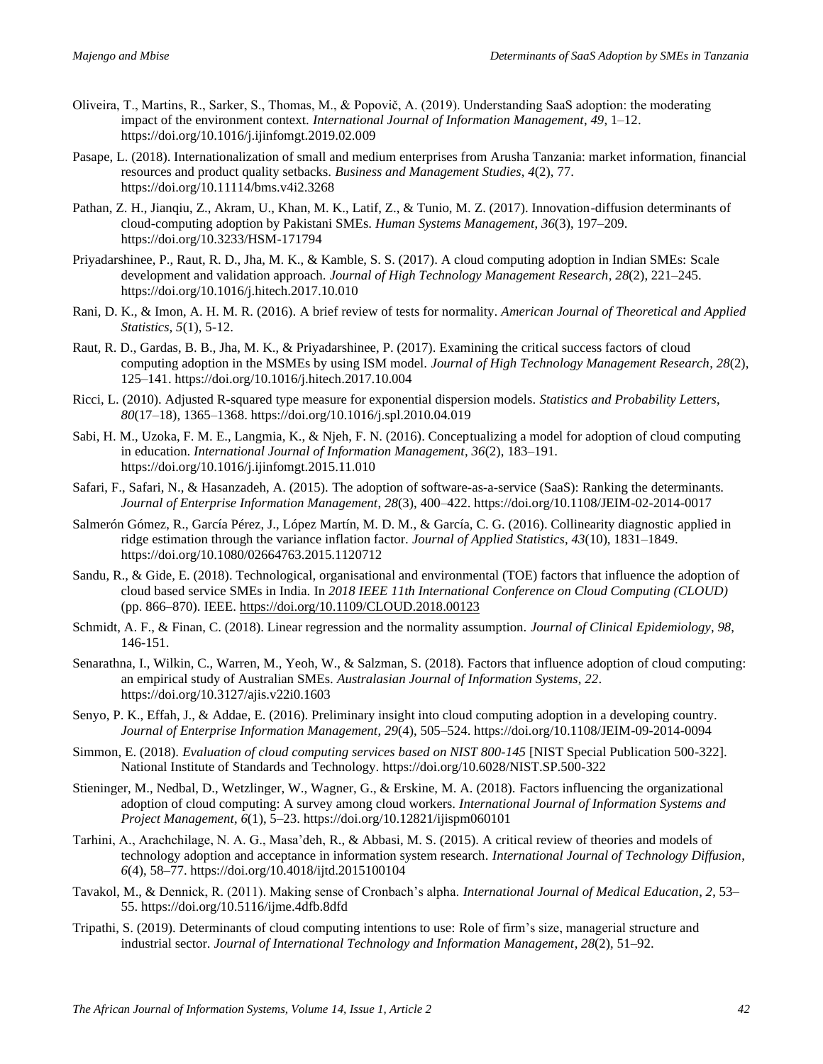Oliveira, T., Martins, R., Sarker, S., Thomas, M., & Popovič, A. (2019). Understanding SaaS adoption: the moderating impact of the environment context. *International Journal of Information Management*, *49*, 1–12. https://doi.org/10.1016/j.ijinfomgt.2019.02.009

Pasape, L. (2018). Internationalization of small and medium enterprises from Arusha Tanzania: market information, financial resources and product quality setbacks. *Business and Management Studies*, *4*(2), 77. https://doi.org/10.11114/bms.v4i2.3268

Pathan, Z. H., Jianqiu, Z., Akram, U., Khan, M. K., Latif, Z., & Tunio, M. Z. (2017). Innovation-diffusion determinants of cloud-computing adoption by Pakistani SMEs. *Human Systems Management*, *36*(3), 197–209. https://doi.org/10.3233/HSM-171794

Priyadarshinee, P., Raut, R. D., Jha, M. K., & Kamble, S. S. (2017). A cloud computing adoption in Indian SMEs: Scale development and validation approach. *Journal of High Technology Management Research*, *28*(2), 221–245. https://doi.org/10.1016/j.hitech.2017.10.010

Rani, D. K., & Imon, A. H. M. R. (2016). A brief review of tests for normality. *American Journal of Theoretical and Applied Statistics, 5*(1), 5-12.

Raut, R. D., Gardas, B. B., Jha, M. K., & Priyadarshinee, P. (2017). Examining the critical success factors of cloud computing adoption in the MSMEs by using ISM model. *Journal of High Technology Management Research*, *28*(2), 125–141. https://doi.org/10.1016/j.hitech.2017.10.004

Ricci, L. (2010). Adjusted R-squared type measure for exponential dispersion models. *Statistics and Probability Letters*, *80*(17–18), 1365–1368. https://doi.org/10.1016/j.spl.2010.04.019

Sabi, H. M., Uzoka, F. M. E., Langmia, K., & Njeh, F. N. (2016). Conceptualizing a model for adoption of cloud computing in education. *International Journal of Information Management*, *36*(2), 183–191. https://doi.org/10.1016/j.ijinfomgt.2015.11.010

Safari, F., Safari, N., & Hasanzadeh, A. (2015). The adoption of software-as-a-service (SaaS): Ranking the determinants. *Journal of Enterprise Information Management*, *28*(3), 400–422. https://doi.org/10.1108/JEIM-02-2014-0017

Salmerón Gómez, R., García Pérez, J., López Martín, M. D. M., & García, C. G. (2016). Collinearity diagnostic applied in ridge estimation through the variance inflation factor. *Journal of Applied Statistics*, *43*(10), 1831–1849. https://doi.org/10.1080/02664763.2015.1120712

Sandu, R., & Gide, E. (2018). Technological, organisational and environmental (TOE) factors that influence the adoption of cloud based service SMEs in India. In *2018 IEEE 11th International Conference on Cloud Computing (CLOUD)* (pp. 866–870). IEEE. https://doi.org/10.1109/CLOUD.2018.00123

Schmidt, A. F., & Finan, C. (2018). Linear regression and the normality assumption. *Journal of Clinical Epidemiology*, *98*, 146-151.

Senarathna, I., Wilkin, C., Warren, M., Yeoh, W., & Salzman, S. (2018). Factors that influence adoption of cloud computing: an empirical study of Australian SMEs. *Australasian Journal of Information Systems*, *22*. https://doi.org/10.3127/ajis.v22i0.1603

Senyo, P. K., Effah, J., & Addae, E. (2016). Preliminary insight into cloud computing adoption in a developing country. *Journal of Enterprise Information Management*, *29*(4), 505–524. https://doi.org/10.1108/JEIM-09-2014-0094

Simmon, E. (2018). *Evaluation of cloud computing services based on NIST 800-145* [NIST Special Publication 500-322]. National Institute of Standards and Technology. https://doi.org/10.6028/NIST.SP.500-322

Stieninger, M., Nedbal, D., Wetzlinger, W., Wagner, G., & Erskine, M. A. (2018). Factors influencing the organizational adoption of cloud computing: A survey among cloud workers. *International Journal of Information Systems and Project Management*, *6*(1), 5–23. https://doi.org/10.12821/ijispm060101

Tarhini, A., Arachchilage, N. A. G., Masa'deh, R., & Abbasi, M. S. (2015). A critical review of theories and models of technology adoption and acceptance in information system research. *International Journal of Technology Diffusion*, *6*(4), 58–77. https://doi.org/10.4018/ijtd.2015100104

Tavakol, M., & Dennick, R. (2011). Making sense of Cronbach's alpha. *International Journal of Medical Education*, *2*, 53–55. https://doi.org/10.5116/ijme.4dfb.8dfd

Tripathi, S. (2019). Determinants of cloud computing intentions to use: Role of firm's size, managerial structure and industrial sector. *Journal of International Technology and Information Management*, *28*(2), 51–92.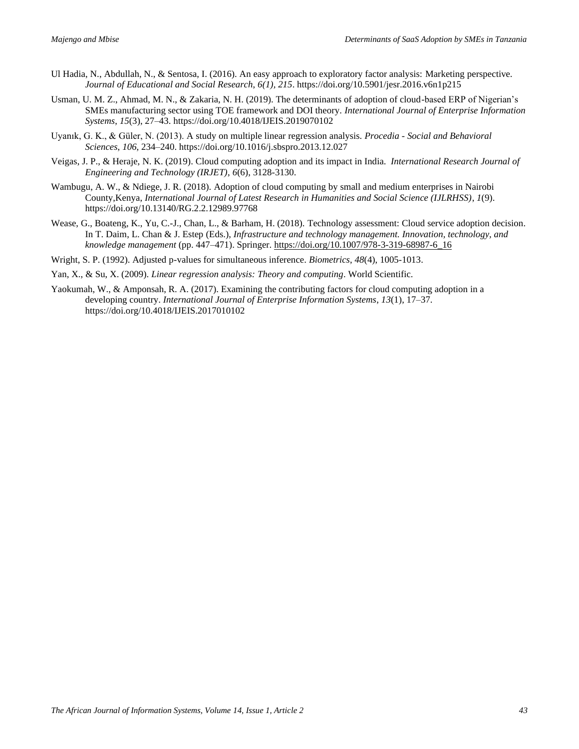Ul Hadia, N., Abdullah, N., & Sentosa, I. (2016). An easy approach to exploratory factor analysis: Marketing perspective. *Journal of Educational and Social Research*, *6(1), 215*. https://doi.org/10.5901/jesr.2016.v6n1p215

Usman, U. M. Z., Ahmad, M. N., & Zakaria, N. H. (2019). The determinants of adoption of cloud-based ERP of Nigerian's SMEs manufacturing sector using TOE framework and DOI theory. *International Journal of Enterprise Information Systems*, *15*(3), 27–43. https://doi.org/10.4018/IJEIS.2019070102

Uyanık, G. K., & Güler, N. (2013). A study on multiple linear regression analysis. *Procedia - Social and Behavioral Sciences*, *106*, 234–240. https://doi.org/10.1016/j.sbspro.2013.12.027

Veigas, J. P., & Heraje, N. K. (2019). Cloud computing adoption and its impact in India. *International Research Journal of Engineering and Technology (IRJET)*, *6*(6), 3128-3130.

Wambugu, A. W., & Ndiege, J. R. (2018). Adoption of cloud computing by small and medium enterprises in Nairobi County,Kenya, *International Journal of Latest Research in Humanities and Social Science (IJLRHSS)*, *1*(9). https://doi.org/10.13140/RG.2.2.12989.97768

Wease, G., Boateng, K., Yu, C.-J., Chan, L., & Barham, H. (2018). Technology assessment: Cloud service adoption decision. In T. Daim, L. Chan & J. Estep (Eds.), *Infrastructure and technology management. Innovation, technology, and knowledge management* (pp. 447–471). Springer. https://doi.org/10.1007/978-3-319-68987-6_16

Wright, S. P. (1992). Adjusted p-values for simultaneous inference. *Biometrics*, *48*(4), 1005-1013.

Yan, X., & Su, X. (2009). *Linear regression analysis: Theory and computing*. World Scientific.

Yaokumah, W., & Amponsah, R. A. (2017). Examining the contributing factors for cloud computing adoption in a developing country. *International Journal of Enterprise Information Systems*, *13*(1), 17–37. https://doi.org/10.4018/IJEIS.2017010102